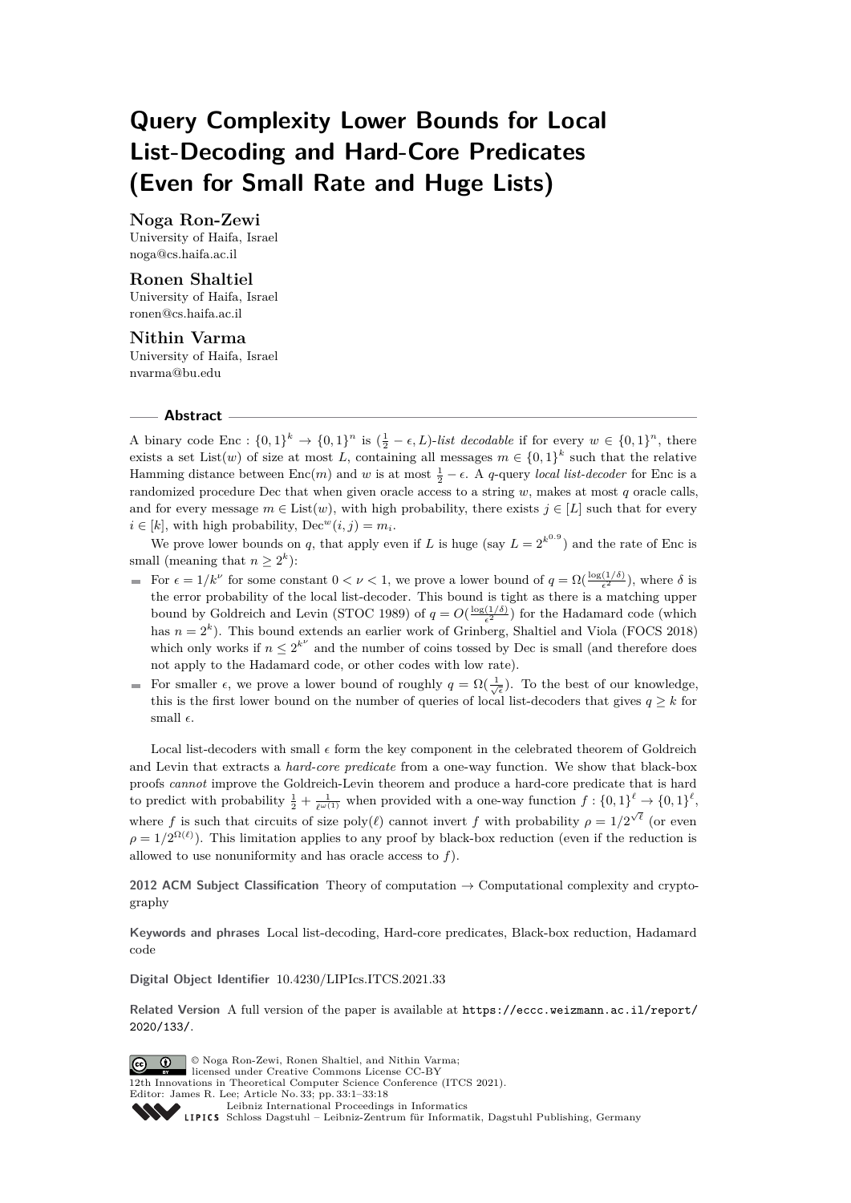# Query Complexity Lower Bounds for Local List-Decoding and Hard-Core Predicates (Even for Small Rate and Huge Lists)

**Noga Ron-Zewi**
University of Haifa, Israel
noga@cs.haifa.ac.il

**Ronen Shaltiel**
University of Haifa, Israel
ronen@cs.haifa.ac.il

**Nithin Varma**
University of Haifa, Israel
nvarma@bu.edu

## Abstract

A binary code $\mathrm{Enc} : \{0,1\}^k \to \{0,1\}^n$ is $(\frac{1}{2} - \epsilon, L)$-*list decodable* if for every $w \in \{0,1\}^n$, there exists a set $\mathrm{List}(w)$ of size at most $L$, containing all messages $m \in \{0,1\}^k$ such that the relative Hamming distance between $\mathrm{Enc}(m)$ and $w$ is at most $\frac{1}{2} - \epsilon$. A $q$-query *local list-decoder* for Enc is a randomized procedure Dec that when given oracle access to a string $w$, makes at most $q$ oracle calls, and for every message $m \in \mathrm{List}(w)$, with high probability, there exists $j \in [L]$ such that for every $i \in [k]$, with high probability, $\mathrm{Dec}^w(i, j) = m_i$.

We prove lower bounds on $q$, that apply even if $L$ is huge (say $L = 2^{k^{0.9}}$) and the rate of Enc is small (meaning that $n \geq 2^k$):

- For $\epsilon = 1/k^\nu$ for some constant $0 < \nu < 1$, we prove a lower bound of $q = \Omega(\frac{\log(1/\delta)}{\epsilon^2})$, where $\delta$ is the error probability of the local list-decoder. This bound is tight as there is a matching upper bound by Goldreich and Levin (STOC 1989) of $q = O(\frac{\log(1/\delta)}{\epsilon^2})$ for the Hadamard code (which has $n = 2^k$). This bound extends an earlier work of Grinberg, Shaltiel and Viola (FOCS 2018) which only works if $n \leq 2^{k^\nu}$ and the number of coins tossed by Dec is small (and therefore does not apply to the Hadamard code, or other codes with low rate).
- For smaller $\epsilon$, we prove a lower bound of roughly $q = \Omega(\frac{1}{\sqrt{\epsilon}})$. To the best of our knowledge, this is the first lower bound on the number of queries of local list-decoders that gives $q \geq k$ for small $\epsilon$.

Local list-decoders with small $\epsilon$ form the key component in the celebrated theorem of Goldreich and Levin that extracts a *hard-core predicate* from a one-way function. We show that black-box proofs *cannot* improve the Goldreich-Levin theorem and produce a hard-core predicate that is hard to predict with probability $\frac{1}{2} + \frac{1}{\ell^{\omega(1)}}$ when provided with a one-way function $f : \{0,1\}^\ell \to \{0,1\}^\ell$, where $f$ is such that circuits of size $\mathrm{poly}(\ell)$ cannot invert $f$ with probability $\rho = 1/2^{\sqrt{\ell}}$ (or even $\rho = 1/2^{\Omega(\ell)}$). This limitation applies to any proof by black-box reduction (even if the reduction is allowed to use nonuniformity and has oracle access to $f$).

**2012 ACM Subject Classification** Theory of computation → Computational complexity and cryptography

**Keywords and phrases** Local list-decoding, Hard-core predicates, Black-box reduction, Hadamard code

**Digital Object Identifier** 10.4230/LIPIcs.ITCS.2021.33

**Related Version** A full version of the paper is available at https://eccc.weizmann.ac.il/report/2020/133/.

© Noga Ron-Zewi, Ronen Shaltiel, and Nithin Varma;
licensed under Creative Commons License CC-BY
12th Innovations in Theoretical Computer Science Conference (ITCS 2021).
Editor: James R. Lee; Article No. 33; pp. 33:1–33:18
Leibniz International Proceedings in Informatics
LIPICS Schloss Dagstuhl – Leibniz-Zentrum für Informatik, Dagstuhl Publishing, Germany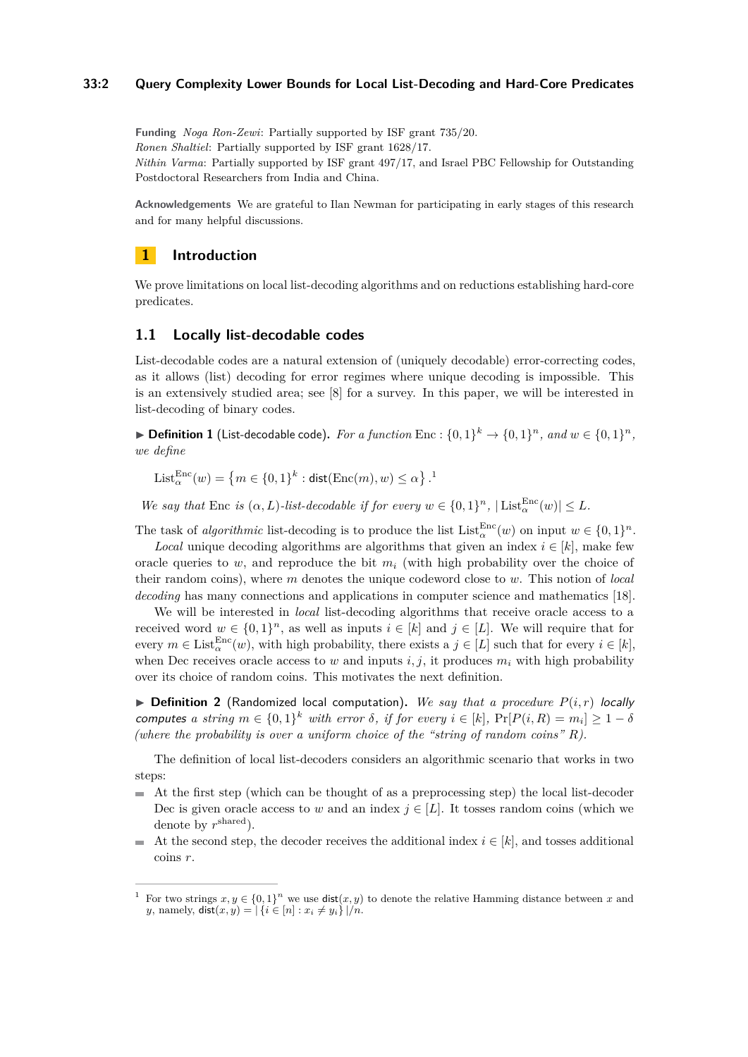**Funding** *Noga Ron-Zewi*: Partially supported by ISF grant 735/20.
*Ronen Shaltiel*: Partially supported by ISF grant 1628/17.
*Nithin Varma*: Partially supported by ISF grant 497/17, and Israel PBC Fellowship for Outstanding Postdoctoral Researchers from India and China.

**Acknowledgements** We are grateful to Ilan Newman for participating in early stages of this research and for many helpful discussions.

# 1 Introduction

We prove limitations on local list-decoding algorithms and on reductions establishing hard-core predicates.

## 1.1 Locally list-decodable codes

List-decodable codes are a natural extension of (uniquely decodable) error-correcting codes, as it allows (list) decoding for error regimes where unique decoding is impossible. This is an extensively studied area; see [8] for a survey. In this paper, we will be interested in list-decoding of binary codes.

▶ **Definition 1** (List-decodable code). *For a function* $\mathrm{Enc} : \{0,1\}^k \to \{0,1\}^n$*, and* $w \in \{0,1\}^n$*, we define*

$$\mathrm{List}_\alpha^{\mathrm{Enc}}(w) = \left\{ m \in \{0,1\}^k : \mathsf{dist}(\mathrm{Enc}(m), w) \leq \alpha \right\}.^1$$

*We say that* Enc *is* $(\alpha, L)$*-list-decodable if for every* $w \in \{0,1\}^n$*,* $|\mathrm{List}_\alpha^{\mathrm{Enc}}(w)| \leq L$*.*

The task of *algorithmic* list-decoding is to produce the list $\mathrm{List}_\alpha^{\mathrm{Enc}}(w)$ on input $w \in \{0,1\}^n$.

*Local* unique decoding algorithms are algorithms that given an index $i \in [k]$, make few oracle queries to $w$, and reproduce the bit $m_i$ (with high probability over the choice of their random coins), where $m$ denotes the unique codeword close to $w$. This notion of *local decoding* has many connections and applications in computer science and mathematics [18].

We will be interested in *local* list-decoding algorithms that receive oracle access to a received word $w \in \{0,1\}^n$, as well as inputs $i \in [k]$ and $j \in [L]$. We will require that for every $m \in \mathrm{List}_\alpha^{\mathrm{Enc}}(w)$, with high probability, there exists a $j \in [L]$ such that for every $i \in [k]$, when Dec receives oracle access to $w$ and inputs $i, j$, it produces $m_i$ with high probability over its choice of random coins. This motivates the next definition.

▶ **Definition 2** (Randomized local computation). *We say that a procedure* $P(i, r)$ *locally computes a string* $m \in \{0,1\}^k$ *with error* $\delta$*, if for every* $i \in [k]$*,* $\Pr[P(i, R) = m_i] \geq 1 - \delta$ *(where the probability is over a uniform choice of the "string of random coins"* $R$*).*

The definition of local list-decoders considers an algorithmic scenario that works in two steps:

- At the first step (which can be thought of as a preprocessing step) the local list-decoder Dec is given oracle access to $w$ and an index $j \in [L]$. It tosses random coins (which we denote by $r^{\mathrm{shared}}$).
- At the second step, the decoder receives the additional index $i \in [k]$, and tosses additional coins $r$.

---

[1] For two strings $x, y \in \{0,1\}^n$ we use $\mathsf{dist}(x, y)$ to denote the relative Hamming distance between $x$ and $y$, namely, $\mathsf{dist}(x, y) = |\{i \in [n] : x_i \neq y_i\}|/n$.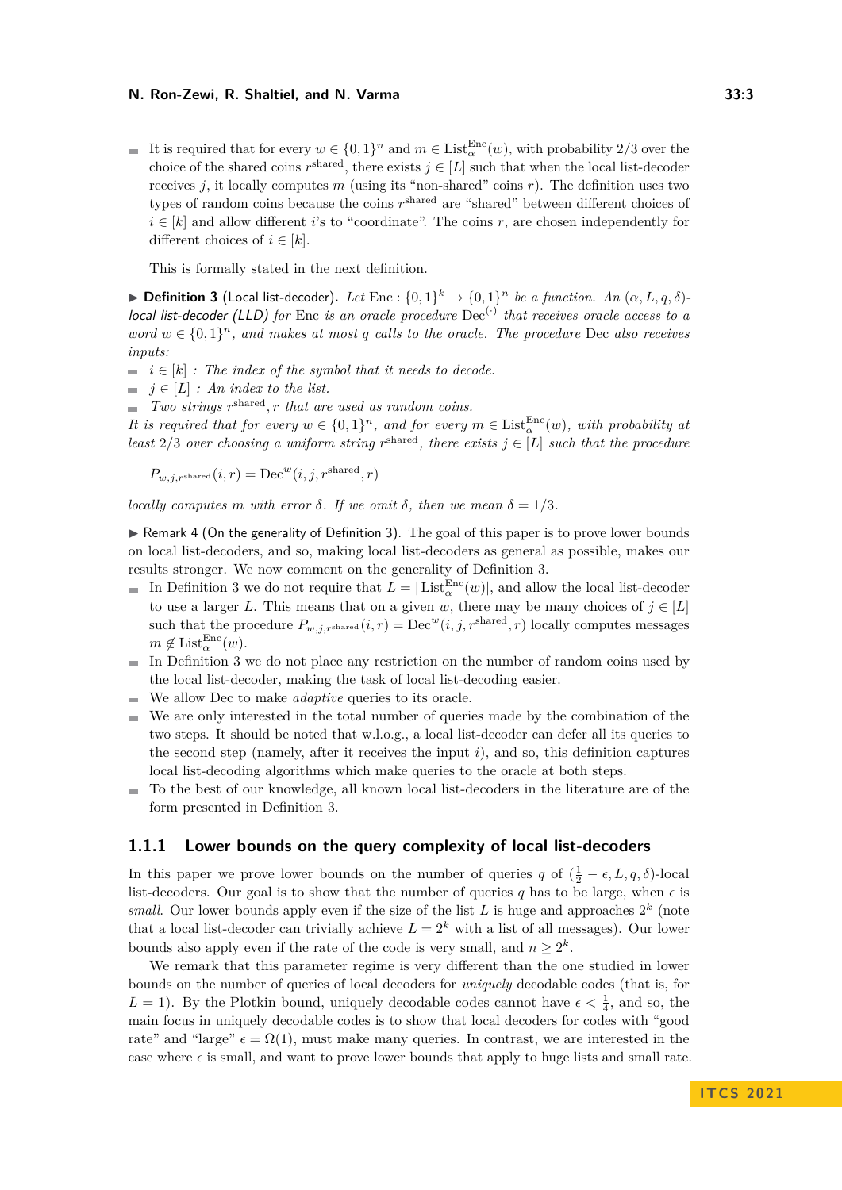- It is required that for every $w \in \{0,1\}^n$ and $m \in \mathrm{List}^{\mathrm{Enc}}_{\alpha}(w)$, with probability 2/3 over the choice of the shared coins $r^{\mathrm{shared}}$, there exists $j \in [L]$ such that when the local list-decoder receives $j$, it locally computes $m$ (using its "non-shared" coins $r$). The definition uses two types of random coins because the coins $r^{\mathrm{shared}}$ are "shared" between different choices of $i \in [k]$ and allow different $i$'s to "coordinate". The coins $r$, are chosen independently for different choices of $i \in [k]$.

This is formally stated in the next definition.

▶ **Definition 3** (Local list-decoder). *Let $\mathrm{Enc} : \{0,1\}^k \to \{0,1\}^n$ be a function. An $(\alpha, L, q, \delta)$-local list-decoder (LLD) for $\mathrm{Enc}$ is an oracle procedure $\mathrm{Dec}^{(\cdot)}$ that receives oracle access to a word $w \in \{0,1\}^n$, and makes at most $q$ calls to the oracle. The procedure $\mathrm{Dec}$ also receives inputs:*

- *$i \in [k]$ : The index of the symbol that it needs to decode.*
- *$j \in [L]$ : An index to the list.*
- *Two strings $r^{\mathrm{shared}}, r$ that are used as random coins.*

*It is required that for every $w \in \{0,1\}^n$, and for every $m \in \mathrm{List}^{\mathrm{Enc}}_{\alpha}(w)$, with probability at least 2/3 over choosing a uniform string $r^{\mathrm{shared}}$, there exists $j \in [L]$ such that the procedure*

$$P_{w,j,r^{\mathrm{shared}}}(i,r) = \mathrm{Dec}^w(i,j,r^{\mathrm{shared}},r)$$

*locally computes $m$ with error $\delta$. If we omit $\delta$, then we mean $\delta = 1/3$.*

▶ Remark 4 (On the generality of Definition 3). The goal of this paper is to prove lower bounds on local list-decoders, and so, making local list-decoders as general as possible, makes our results stronger. We now comment on the generality of Definition 3.

- In Definition 3 we do not require that $L = |\mathrm{List}^{\mathrm{Enc}}_{\alpha}(w)|$, and allow the local list-decoder to use a larger $L$. This means that on a given $w$, there may be many choices of $j \in [L]$ such that the procedure $P_{w,j,r^{\mathrm{shared}}}(i,r) = \mathrm{Dec}^w(i,j,r^{\mathrm{shared}},r)$ locally computes messages $m \notin \mathrm{List}^{\mathrm{Enc}}_{\alpha}(w)$.
- In Definition 3 we do not place any restriction on the number of random coins used by the local list-decoder, making the task of local list-decoding easier.
- We allow Dec to make *adaptive* queries to its oracle.
- We are only interested in the total number of queries made by the combination of the two steps. It should be noted that w.l.o.g., a local list-decoder can defer all its queries to the second step (namely, after it receives the input $i$), and so, this definition captures local list-decoding algorithms which make queries to the oracle at both steps.
- To the best of our knowledge, all known local list-decoders in the literature are of the form presented in Definition 3.

### 1.1.1 Lower bounds on the query complexity of local list-decoders

In this paper we prove lower bounds on the number of queries $q$ of $(\frac{1}{2} - \epsilon, L, q, \delta)$-local list-decoders. Our goal is to show that the number of queries $q$ has to be large, when $\epsilon$ is *small*. Our lower bounds apply even if the size of the list $L$ is huge and approaches $2^k$ (note that a local list-decoder can trivially achieve $L = 2^k$ with a list of all messages). Our lower bounds also apply even if the rate of the code is very small, and $n \geq 2^k$.

We remark that this parameter regime is very different than the one studied in lower bounds on the number of queries of local decoders for *uniquely* decodable codes (that is, for $L = 1$). By the Plotkin bound, uniquely decodable codes cannot have $\epsilon < \frac{1}{4}$, and so, the main focus in uniquely decodable codes is to show that local decoders for codes with "good rate" and "large" $\epsilon = \Omega(1)$, must make many queries. In contrast, we are interested in the case where $\epsilon$ is small, and want to prove lower bounds that apply to huge lists and small rate.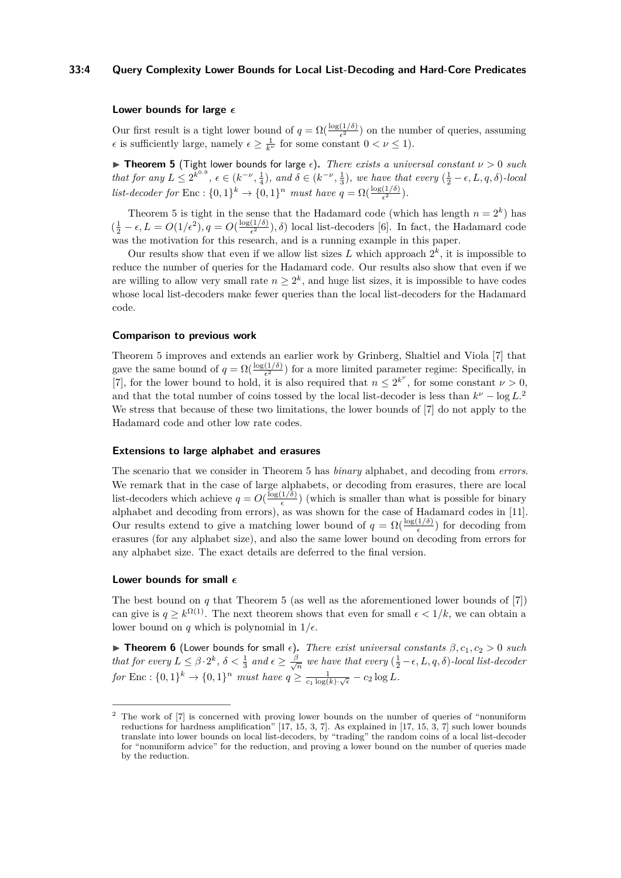#### Lower bounds for large $\epsilon$

Our first result is a tight lower bound of $q = \Omega(\frac{\log(1/\delta)}{\epsilon^2})$ on the number of queries, assuming $\epsilon$ is sufficiently large, namely $\epsilon \geq \frac{1}{k^\nu}$ for some constant $0 < \nu \leq 1$).

▶ **Theorem 5** (Tight lower bounds for large $\epsilon$). *There exists a universal constant $\nu > 0$ such that for any $L \leq 2^{k^{0.9}}$, $\epsilon \in (k^{-\nu}, \frac{1}{4})$, and $\delta \in (k^{-\nu}, \frac{1}{3})$, we have that every $(\frac{1}{2} - \epsilon, L, q, \delta)$-local list-decoder for $\mathrm{Enc} : \{0,1\}^k \to \{0,1\}^n$ must have $q = \Omega(\frac{\log(1/\delta)}{\epsilon^2})$.*

Theorem 5 is tight in the sense that the Hadamard code (which has length $n = 2^k$) has $(\frac{1}{2} - \epsilon, L = O(1/\epsilon^2), q = O(\frac{\log(1/\delta)}{\epsilon^2}), \delta)$ local list-decoders [6]. In fact, the Hadamard code was the motivation for this research, and is a running example in this paper.

Our results show that even if we allow list sizes $L$ which approach $2^k$, it is impossible to reduce the number of queries for the Hadamard code. Our results also show that even if we are willing to allow very small rate $n \geq 2^k$, and huge list sizes, it is impossible to have codes whose local list-decoders make fewer queries than the local list-decoders for the Hadamard code.

#### Comparison to previous work

Theorem 5 improves and extends an earlier work by Grinberg, Shaltiel and Viola [7] that gave the same bound of $q = \Omega(\frac{\log(1/\delta)}{\epsilon^2})$ for a more limited parameter regime: Specifically, in [7], for the lower bound to hold, it is also required that $n \leq 2^{k^\nu}$, for some constant $\nu > 0$, and that the total number of coins tossed by the local list-decoder is less than $k^\nu - \log L$.[2] We stress that because of these two limitations, the lower bounds of [7] do not apply to the Hadamard code and other low rate codes.

#### Extensions to large alphabet and erasures

The scenario that we consider in Theorem 5 has *binary* alphabet, and decoding from *errors*. We remark that in the case of large alphabets, or decoding from erasures, there are local list-decoders which achieve $q = O(\frac{\log(1/\delta)}{\epsilon})$ (which is smaller than what is possible for binary alphabet and decoding from errors), as was shown for the case of Hadamard codes in [11]. Our results extend to give a matching lower bound of $q = \Omega(\frac{\log(1/\delta)}{\epsilon})$ for decoding from erasures (for any alphabet size), and also the same lower bound on decoding from errors for any alphabet size. The exact details are deferred to the final version.

#### Lower bounds for small $\epsilon$

The best bound on $q$ that Theorem 5 (as well as the aforementioned lower bounds of [7]) can give is $q \geq k^{\Omega(1)}$. The next theorem shows that even for small $\epsilon < 1/k$, we can obtain a lower bound on $q$ which is polynomial in $1/\epsilon$.

▶ **Theorem 6** (Lower bounds for small $\epsilon$). *There exist universal constants $\beta, c_1, c_2 > 0$ such that for every $L \leq \beta \cdot 2^k$, $\delta < \frac{1}{3}$ and $\epsilon \geq \frac{\beta}{\sqrt{n}}$ we have that every $(\frac{1}{2} - \epsilon, L, q, \delta)$-local list-decoder for $\mathrm{Enc} : \{0,1\}^k \to \{0,1\}^n$ must have $q \geq \frac{1}{c_1 \log(k) \cdot \sqrt{\epsilon}} - c_2 \log L$.*

---

[2] The work of [7] is concerned with proving lower bounds on the number of queries of "nonuniform reductions for hardness amplification" [17, 15, 3, 7]. As explained in [17, 15, 3, 7] such lower bounds translate into lower bounds on local list-decoders, by "trading" the random coins of a local list-decoder for "nonuniform advice" for the reduction, and proving a lower bound on the number of queries made by the reduction.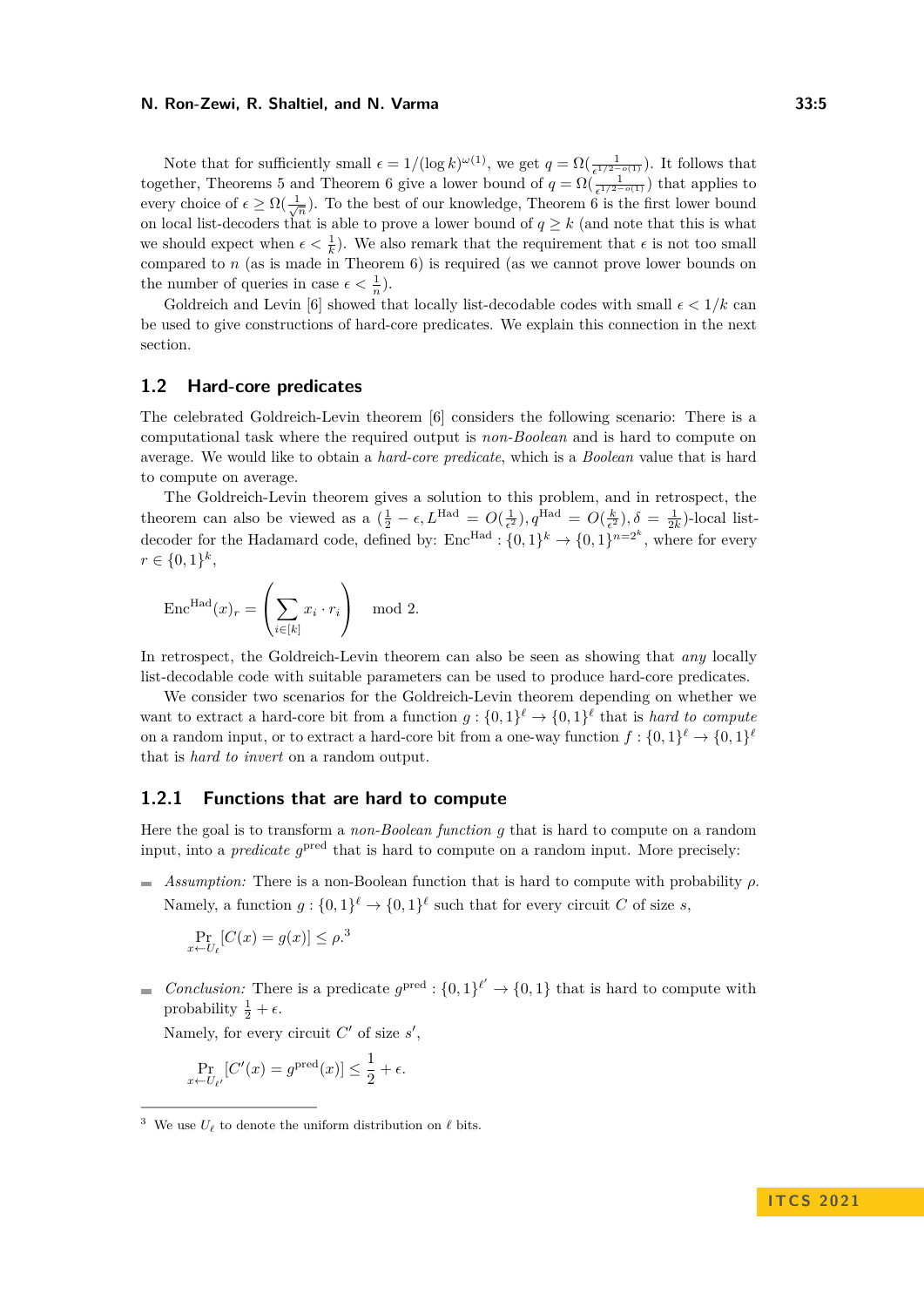Note that for sufficiently small $\epsilon = 1/(\log k)^{\omega(1)}$, we get $q = \Omega(\frac{1}{\epsilon^{1/2-o(1)}})$. It follows that together, Theorems 5 and Theorem 6 give a lower bound of $q = \Omega(\frac{1}{\epsilon^{1/2-o(1)}})$ that applies to every choice of $\epsilon \geq \Omega(\frac{1}{\sqrt{n}})$. To the best of our knowledge, Theorem 6 is the first lower bound on local list-decoders that is able to prove a lower bound of $q \geq k$ (and note that this is what we should expect when $\epsilon < \frac{1}{k}$). We also remark that the requirement that $\epsilon$ is not too small compared to $n$ (as is made in Theorem 6) is required (as we cannot prove lower bounds on the number of queries in case $\epsilon < \frac{1}{n}$).

Goldreich and Levin [6] showed that locally list-decodable codes with small $\epsilon < 1/k$ can be used to give constructions of hard-core predicates. We explain this connection in the next section.

## 1.2 Hard-core predicates

The celebrated Goldreich-Levin theorem [6] considers the following scenario: There is a computational task where the required output is *non-Boolean* and is hard to compute on average. We would like to obtain a *hard-core predicate*, which is a *Boolean* value that is hard to compute on average.

The Goldreich-Levin theorem gives a solution to this problem, and in retrospect, the theorem can also be viewed as a $(\frac{1}{2} - \epsilon, L^{\mathrm{Had}} = O(\frac{1}{\epsilon^2}), q^{\mathrm{Had}} = O(\frac{k}{\epsilon^2}), \delta = \frac{1}{2k})$-local list-decoder for the Hadamard code, defined by: $\mathrm{Enc}^{\mathrm{Had}} : \{0,1\}^k \to \{0,1\}^{n=2^k}$, where for every $r \in \{0,1\}^k$,

$$\mathrm{Enc}^{\mathrm{Had}}(x)_r = \left( \sum_{i \in [k]} x_i \cdot r_i \right) \mod 2.$$

In retrospect, the Goldreich-Levin theorem can also be seen as showing that *any* locally list-decodable code with suitable parameters can be used to produce hard-core predicates.

We consider two scenarios for the Goldreich-Levin theorem depending on whether we want to extract a hard-core bit from a function $g : \{0,1\}^\ell \to \{0,1\}^\ell$ that is *hard to compute* on a random input, or to extract a hard-core bit from a one-way function $f : \{0,1\}^\ell \to \{0,1\}^\ell$ that is *hard to invert* on a random output.

### 1.2.1 Functions that are hard to compute

Here the goal is to transform a *non-Boolean function* $g$ that is hard to compute on a random input, into a *predicate* $g^{\mathrm{pred}}$ that is hard to compute on a random input. More precisely:

- *Assumption:* There is a non-Boolean function that is hard to compute with probability $\rho$. Namely, a function $g : \{0,1\}^\ell \to \{0,1\}^\ell$ such that for every circuit $C$ of size $s$,

  $$\Pr_{x \leftarrow U_\ell}[C(x) = g(x)] \leq \rho.$$ [3]

- *Conclusion:* There is a predicate $g^{\mathrm{pred}} : \{0,1\}^{\ell'} \to \{0,1\}$ that is hard to compute with probability $\frac{1}{2} + \epsilon$.

  Namely, for every circuit $C'$ of size $s'$,

  $$\Pr_{x \leftarrow U_{\ell'}}[C'(x) = g^{\mathrm{pred}}(x)] \leq \frac{1}{2} + \epsilon.$$

---

[3] We use $U_\ell$ to denote the uniform distribution on $\ell$ bits.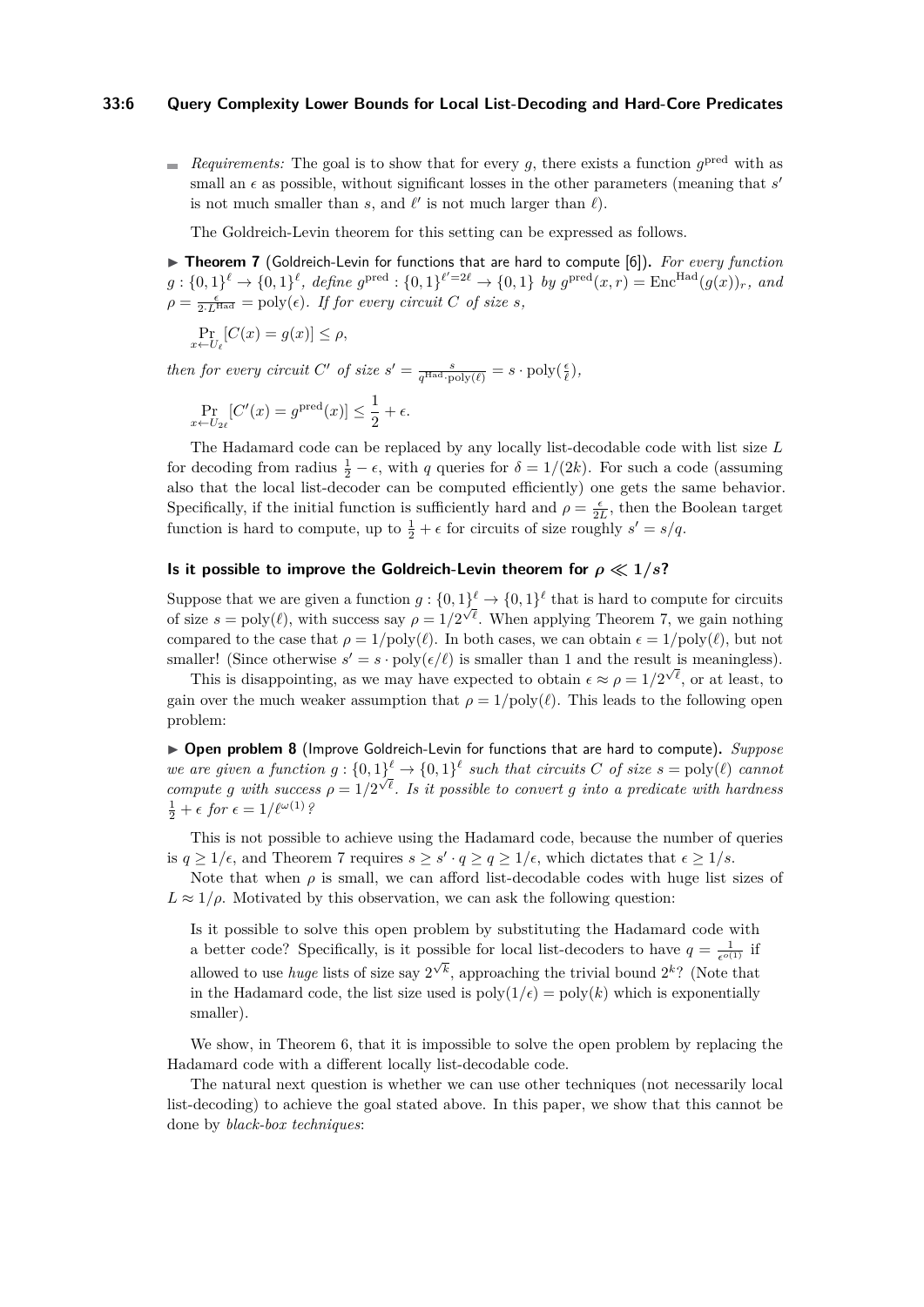- *Requirements:* The goal is to show that for every $g$, there exists a function $g^{\text{pred}}$ with as small an $\epsilon$ as possible, without significant losses in the other parameters (meaning that $s'$ is not much smaller than $s$, and $\ell'$ is not much larger than $\ell$).

The Goldreich-Levin theorem for this setting can be expressed as follows.

▶ **Theorem 7** (Goldreich-Levin for functions that are hard to compute [6]). *For every function $g : \{0,1\}^\ell \to \{0,1\}^\ell$, define $g^{\text{pred}} : \{0,1\}^{\ell'=2\ell} \to \{0,1\}$ by $g^{\text{pred}}(x,r) = \text{Enc}^{\text{Had}}(g(x))_r$, and $\rho = \frac{\epsilon}{2 \cdot L^{\text{Had}}} = \text{poly}(\epsilon)$. If for every circuit $C$ of size $s$,*

$$\Pr_{x \leftarrow U_\ell}[C(x) = g(x)] \leq \rho,$$

*then for every circuit $C'$ of size $s' = \frac{s}{q^{\text{Had}} \cdot \text{poly}(\ell)} = s \cdot \text{poly}(\frac{\epsilon}{\ell})$,*

$$\Pr_{x \leftarrow U_{2\ell}}[C'(x) = g^{\text{pred}}(x)] \leq \frac{1}{2} + \epsilon.$$

The Hadamard code can be replaced by any locally list-decodable code with list size $L$ for decoding from radius $\frac{1}{2} - \epsilon$, with $q$ queries for $\delta = 1/(2k)$. For such a code (assuming also that the local list-decoder can be computed efficiently) one gets the same behavior. Specifically, if the initial function is sufficiently hard and $\rho = \frac{\epsilon}{2L}$, then the Boolean target function is hard to compute, up to $\frac{1}{2} + \epsilon$ for circuits of size roughly $s' = s/q$.

#### Is it possible to improve the Goldreich-Levin theorem for $\rho \ll 1/s$?

Suppose that we are given a function $g : \{0,1\}^\ell \to \{0,1\}^\ell$ that is hard to compute for circuits of size $s = \text{poly}(\ell)$, with success say $\rho = 1/2^{\sqrt{\ell}}$. When applying Theorem 7, we gain nothing compared to the case that $\rho = 1/\text{poly}(\ell)$. In both cases, we can obtain $\epsilon = 1/\text{poly}(\ell)$, but not smaller! (Since otherwise $s' = s \cdot \text{poly}(\epsilon/\ell)$ is smaller than 1 and the result is meaningless).

This is disappointing, as we may have expected to obtain $\epsilon \approx \rho = 1/2^{\sqrt{\ell}}$, or at least, to gain over the much weaker assumption that $\rho = 1/\text{poly}(\ell)$. This leads to the following open problem:

▶ **Open problem 8** (Improve Goldreich-Levin for functions that are hard to compute). *Suppose we are given a function $g : \{0,1\}^\ell \to \{0,1\}^\ell$ such that circuits $C$ of size $s = \text{poly}(\ell)$ cannot compute $g$ with success $\rho = 1/2^{\sqrt{\ell}}$. Is it possible to convert $g$ into a predicate with hardness $\frac{1}{2} + \epsilon$ for $\epsilon = 1/\ell^{\omega(1)}$?*

This is not possible to achieve using the Hadamard code, because the number of queries is $q \geq 1/\epsilon$, and Theorem 7 requires $s \geq s' \cdot q \geq q \geq 1/\epsilon$, which dictates that $\epsilon \geq 1/s$.

Note that when $\rho$ is small, we can afford list-decodable codes with huge list sizes of $L \approx 1/\rho$. Motivated by this observation, we can ask the following question:

> Is it possible to solve this open problem by substituting the Hadamard code with a better code? Specifically, is it possible for local list-decoders to have $q = \frac{1}{\epsilon^{o(1)}}$ if allowed to use *huge* lists of size say $2^{\sqrt{k}}$, approaching the trivial bound $2^k$? (Note that in the Hadamard code, the list size used is $\text{poly}(1/\epsilon) = \text{poly}(k)$ which is exponentially smaller).

We show, in Theorem 6, that it is impossible to solve the open problem by replacing the Hadamard code with a different locally list-decodable code.

The natural next question is whether we can use other techniques (not necessarily local list-decoding) to achieve the goal stated above. In this paper, we show that this cannot be done by *black-box techniques*: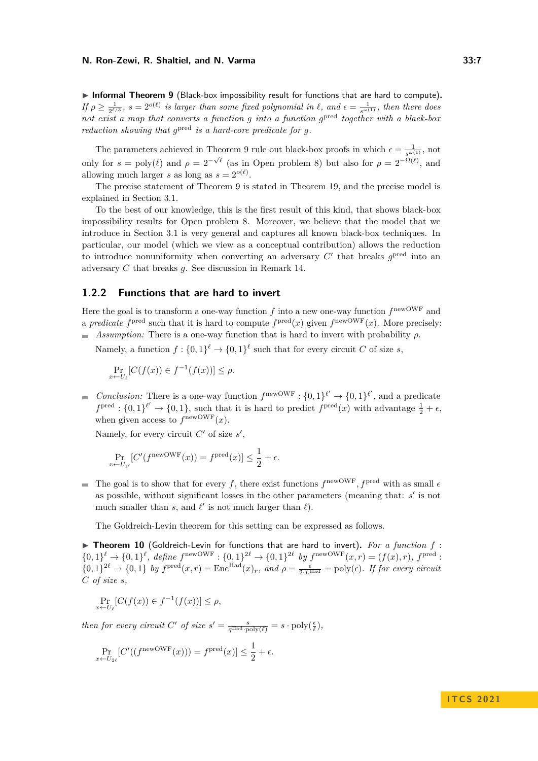▶ **Informal Theorem 9** (Black-box impossibility result for functions that are hard to compute). *If $\rho \geq \frac{1}{2^{\ell/3}}$, $s = 2^{o(\ell)}$ is larger than some fixed polynomial in $\ell$, and $\epsilon = \frac{1}{s^{\omega(1)}}$, then there does not exist a map that converts a function $g$ into a function $g^{\text{pred}}$ together with a black-box reduction showing that $g^{\text{pred}}$ is a hard-core predicate for $g$.*

The parameters achieved in Theorem 9 rule out black-box proofs in which $\epsilon = \frac{1}{s^{\omega(1)}}$, not only for $s = \text{poly}(\ell)$ and $\rho = 2^{-\sqrt{\ell}}$ (as in Open problem 8) but also for $\rho = 2^{-\Omega(\ell)}$, and allowing much larger $s$ as long as $s = 2^{o(\ell)}$.

The precise statement of Theorem 9 is stated in Theorem 19, and the precise model is explained in Section 3.1.

To the best of our knowledge, this is the first result of this kind, that shows black-box impossibility results for Open problem 8. Moreover, we believe that the model that we introduce in Section 3.1 is very general and captures all known black-box techniques. In particular, our model (which we view as a conceptual contribution) allows the reduction to introduce nonuniformity when converting an adversary $C'$ that breaks $g^{\text{pred}}$ into an adversary $C$ that breaks $g$. See discussion in Remark 14.

### 1.2.2 Functions that are hard to invert

Here the goal is to transform a one-way function $f$ into a new one-way function $f^{\text{newOWF}}$ and a *predicate* $f^{\text{pred}}$ such that it is hard to compute $f^{\text{pred}}(x)$ given $f^{\text{newOWF}}(x)$. More precisely:

- *Assumption:* There is a one-way function that is hard to invert with probability $\rho$.

  Namely, a function $f : \{0,1\}^\ell \to \{0,1\}^\ell$ such that for every circuit $C$ of size $s$,

  $$\Pr_{x \leftarrow U_\ell}[C(f(x)) \in f^{-1}(f(x))] \leq \rho.$$

- *Conclusion:* There is a one-way function $f^{\text{newOWF}} : \{0,1\}^{\ell'} \to \{0,1\}^{\ell'}$, and a predicate $f^{\text{pred}} : \{0,1\}^{\ell'} \to \{0,1\}$, such that it is hard to predict $f^{\text{pred}}(x)$ with advantage $\frac{1}{2} + \epsilon$, when given access to $f^{\text{newOWF}}(x)$.

  Namely, for every circuit $C'$ of size $s'$,

  $$\Pr_{x \leftarrow U_{\ell'}}[C'(f^{\text{newOWF}}(x)) = f^{\text{pred}}(x)] \leq \frac{1}{2} + \epsilon.$$

- The goal is to show that for every $f$, there exist functions $f^{\text{newOWF}}, f^{\text{pred}}$ with as small $\epsilon$ as possible, without significant losses in the other parameters (meaning that: $s'$ is not much smaller than $s$, and $\ell'$ is not much larger than $\ell$).

  The Goldreich-Levin theorem for this setting can be expressed as follows.

▶ **Theorem 10** (Goldreich-Levin for functions that are hard to invert). *For a function $f : \{0,1\}^\ell \to \{0,1\}^\ell$, define $f^{\text{newOWF}} : \{0,1\}^{2\ell} \to \{0,1\}^{2\ell}$ by $f^{\text{newOWF}}(x,r) = (f(x), r)$, $f^{\text{pred}} : \{0,1\}^{2\ell} \to \{0,1\}$ by $f^{\text{pred}}(x,r) = \text{Enc}^{\text{Had}}(x)_r$, and $\rho = \frac{\epsilon}{2 \cdot L^{\text{Had}}} = \text{poly}(\epsilon)$. If for every circuit $C$ of size $s$,*

$$\Pr_{x \leftarrow U_\ell}[C(f(x)) \in f^{-1}(f(x))] \leq \rho,$$

*then for every circuit $C'$ of size $s' = \frac{s}{q^{\text{Had}} \cdot \text{poly}(\ell)} = s \cdot \text{poly}(\frac{\epsilon}{\ell})$,*

$$\Pr_{x \leftarrow U_{2\ell}}[C'((f^{\text{newOWF}}(x))) = f^{\text{pred}}(x)] \leq \frac{1}{2} + \epsilon.$$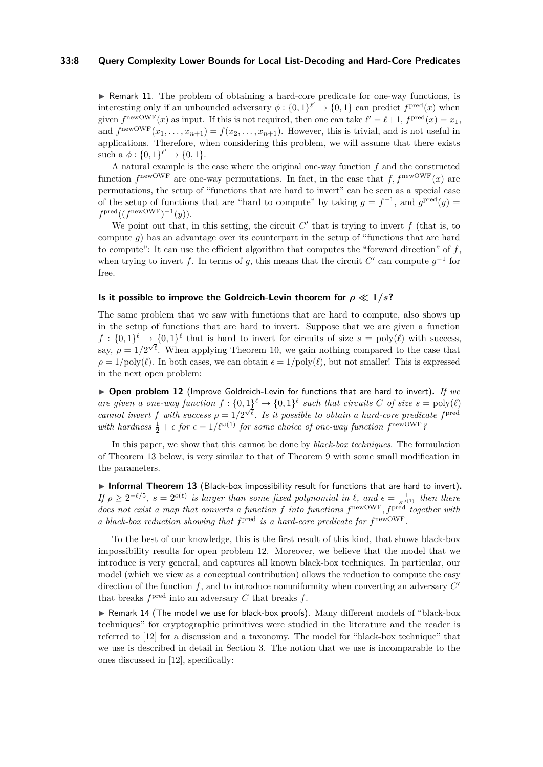▶ Remark 11. The problem of obtaining a hard-core predicate for one-way functions, is interesting only if an unbounded adversary $\phi : \{0,1\}^{\ell'} \to \{0,1\}$ can predict $f^{\text{pred}}(x)$ when given $f^{\text{newOWF}}(x)$ as input. If this is not required, then one can take $\ell' = \ell + 1$, $f^{\text{pred}}(x) = x_1$, and $f^{\text{newOWF}}(x_1, \ldots, x_{n+1}) = f(x_2, \ldots, x_{n+1})$. However, this is trivial, and is not useful in applications. Therefore, when considering this problem, we will assume that there exists such a $\phi : \{0,1\}^{\ell'} \to \{0,1\}$.

A natural example is the case where the original one-way function $f$ and the constructed function $f^{\text{newOWF}}$ are one-way permutations. In fact, in the case that $f, f^{\text{newOWF}}(x)$ are permutations, the setup of "functions that are hard to invert" can be seen as a special case of the setup of functions that are "hard to compute" by taking $g = f^{-1}$, and $g^{\text{pred}}(y) = f^{\text{pred}}((f^{\text{newOWF}})^{-1}(y))$.

We point out that, in this setting, the circuit $C'$ that is trying to invert $f$ (that is, to compute $g$) has an advantage over its counterpart in the setup of "functions that are hard to compute": It can use the efficient algorithm that computes the "forward direction" of $f$, when trying to invert $f$. In terms of $g$, this means that the circuit $C'$ can compute $g^{-1}$ for free.

#### Is it possible to improve the Goldreich-Levin theorem for $\rho \ll 1/s$?

The same problem that we saw with functions that are hard to compute, also shows up in the setup of functions that are hard to invert. Suppose that we are given a function $f : \{0,1\}^\ell \to \{0,1\}^\ell$ that is hard to invert for circuits of size $s = \text{poly}(\ell)$ with success, say, $\rho = 1/2^{\sqrt{\ell}}$. When applying Theorem 10, we gain nothing compared to the case that $\rho = 1/\text{poly}(\ell)$. In both cases, we can obtain $\epsilon = 1/\text{poly}(\ell)$, but not smaller! This is expressed in the next open problem:

▶ **Open problem 12** (Improve Goldreich-Levin for functions that are hard to invert)**.** *If we are given a one-way function $f : \{0,1\}^\ell \to \{0,1\}^\ell$ such that circuits $C$ of size $s = \text{poly}(\ell)$ cannot invert $f$ with success $\rho = 1/2^{\sqrt{\ell}}$. Is it possible to obtain a hard-core predicate $f^{\text{pred}}$ with hardness $\frac{1}{2} + \epsilon$ for $\epsilon = 1/\ell^{\omega(1)}$ for some choice of one-way function $f^{\text{newOWF}}$?*

In this paper, we show that this cannot be done by *black-box techniques*. The formulation of Theorem 13 below, is very similar to that of Theorem 9 with some small modification in the parameters.

▶ **Informal Theorem 13** (Black-box impossibility result for functions that are hard to invert)**.** *If $\rho \geq 2^{-\ell/5}$, $s = 2^{o(\ell)}$ is larger than some fixed polynomial in $\ell$, and $\epsilon = \frac{1}{s^{\omega(1)}}$ then there does not exist a map that converts a function $f$ into functions $f^{\text{newOWF}}, f^{\text{pred}}$ together with a black-box reduction showing that $f^{\text{pred}}$ is a hard-core predicate for $f^{\text{newOWF}}$.*

To the best of our knowledge, this is the first result of this kind, that shows black-box impossibility results for open problem 12. Moreover, we believe that the model that we introduce is very general, and captures all known black-box techniques. In particular, our model (which we view as a conceptual contribution) allows the reduction to compute the easy direction of the function $f$, and to introduce nonuniformity when converting an adversary $C'$ that breaks $f^{\text{pred}}$ into an adversary $C$ that breaks $f$.

▶ Remark 14 (The model we use for black-box proofs). Many different models of "black-box techniques" for cryptographic primitives were studied in the literature and the reader is referred to [12] for a discussion and a taxonomy. The model for "black-box technique" that we use is described in detail in Section 3. The notion that we use is incomparable to the ones discussed in [12], specifically: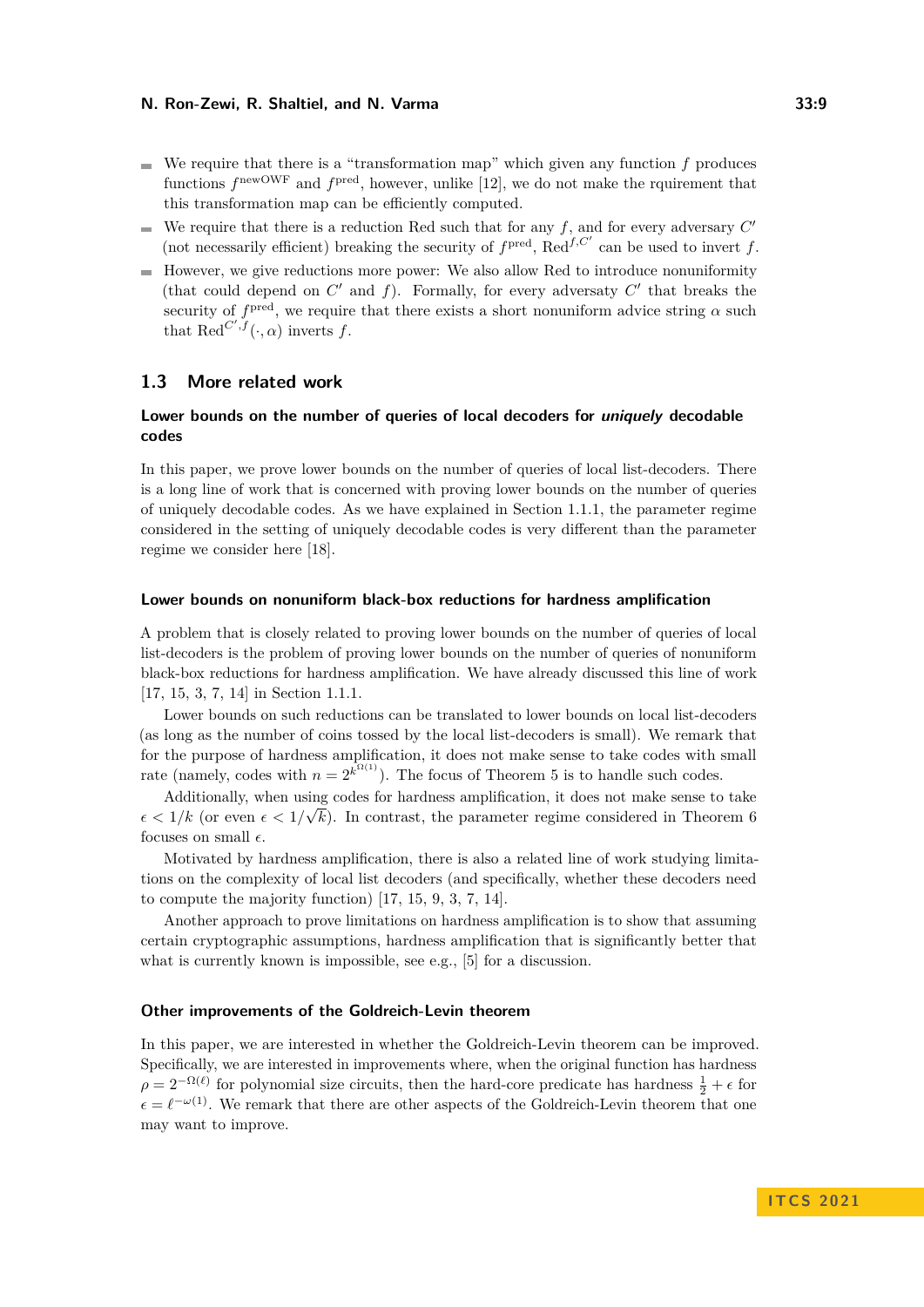- We require that there is a "transformation map" which given any function $f$ produces functions $f^{\text{newOWF}}$ and $f^{\text{pred}}$, however, unlike [12], we do not make the rquirement that this transformation map can be efficiently computed.
- We require that there is a reduction Red such that for any $f$, and for every adversary $C'$ (not necessarily efficient) breaking the security of $f^{\text{pred}}$, $\text{Red}^{f,C'}$ can be used to invert $f$.
- However, we give reductions more power: We also allow Red to introduce nonuniformity (that could depend on $C'$ and $f$). Formally, for every adversaty $C'$ that breaks the security of $f^{\text{pred}}$, we require that there exists a short nonuniform advice string $\alpha$ such that $\text{Red}^{C',f}(\cdot,\alpha)$ inverts $f$.

## 1.3 More related work

### Lower bounds on the number of queries of local decoders for *uniquely* decodable codes

In this paper, we prove lower bounds on the number of queries of local list-decoders. There is a long line of work that is concerned with proving lower bounds on the number of queries of uniquely decodable codes. As we have explained in Section 1.1.1, the parameter regime considered in the setting of uniquely decodable codes is very different than the parameter regime we consider here [18].

### Lower bounds on nonuniform black-box reductions for hardness amplification

A problem that is closely related to proving lower bounds on the number of queries of local list-decoders is the problem of proving lower bounds on the number of queries of nonuniform black-box reductions for hardness amplification. We have already discussed this line of work [17, 15, 3, 7, 14] in Section 1.1.1.

Lower bounds on such reductions can be translated to lower bounds on local list-decoders (as long as the number of coins tossed by the local list-decoders is small). We remark that for the purpose of hardness amplification, it does not make sense to take codes with small rate (namely, codes with $n = 2^{k^{\Omega(1)}}$). The focus of Theorem 5 is to handle such codes.

Additionally, when using codes for hardness amplification, it does not make sense to take $\epsilon < 1/k$ (or even $\epsilon < 1/\sqrt{k}$). In contrast, the parameter regime considered in Theorem 6 focuses on small $\epsilon$.

Motivated by hardness amplification, there is also a related line of work studying limitations on the complexity of local list decoders (and specifically, whether these decoders need to compute the majority function) [17, 15, 9, 3, 7, 14].

Another approach to prove limitations on hardness amplification is to show that assuming certain cryptographic assumptions, hardness amplification that is significantly better that what is currently known is impossible, see e.g., [5] for a discussion.

### Other improvements of the Goldreich-Levin theorem

In this paper, we are interested in whether the Goldreich-Levin theorem can be improved. Specifically, we are interested in improvements where, when the original function has hardness $\rho = 2^{-\Omega(\ell)}$ for polynomial size circuits, then the hard-core predicate has hardness $\frac{1}{2} + \epsilon$ for $\epsilon = \ell^{-\omega(1)}$. We remark that there are other aspects of the Goldreich-Levin theorem that one may want to improve.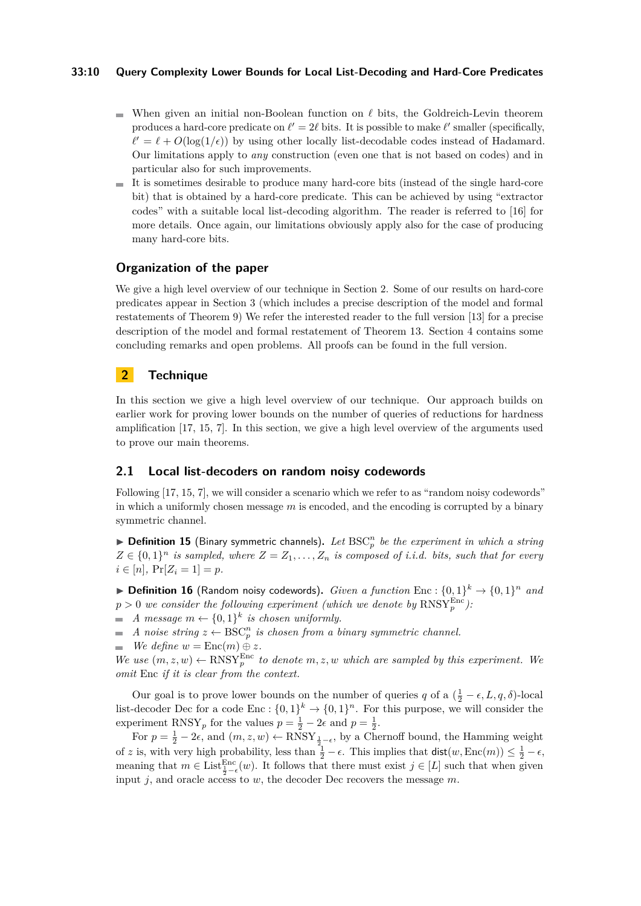- When given an initial non-Boolean function on $\ell$ bits, the Goldreich-Levin theorem produces a hard-core predicate on $\ell' = 2\ell$ bits. It is possible to make $\ell'$ smaller (specifically, $\ell' = \ell + O(\log(1/\epsilon))$ by using other locally list-decodable codes instead of Hadamard. Our limitations apply to *any* construction (even one that is not based on codes) and in particular also for such improvements.
- It is sometimes desirable to produce many hard-core bits (instead of the single hard-core bit) that is obtained by a hard-core predicate. This can be achieved by using "extractor codes" with a suitable local list-decoding algorithm. The reader is referred to [16] for more details. Once again, our limitations obviously apply also for the case of producing many hard-core bits.

### Organization of the paper

We give a high level overview of our technique in Section 2. Some of our results on hard-core predicates appear in Section 3 (which includes a precise description of the model and formal restatements of Theorem 9) We refer the interested reader to the full version [13] for a precise description of the model and formal restatement of Theorem 13. Section 4 contains some concluding remarks and open problems. All proofs can be found in the full version.

## 2 Technique

In this section we give a high level overview of our technique. Our approach builds on earlier work for proving lower bounds on the number of queries of reductions for hardness amplification [17, 15, 7]. In this section, we give a high level overview of the arguments used to prove our main theorems.

### 2.1 Local list-decoders on random noisy codewords

Following [17, 15, 7], we will consider a scenario which we refer to as "random noisy codewords" in which a uniformly chosen message $m$ is encoded, and the encoding is corrupted by a binary symmetric channel.

▶ **Definition 15** (Binary symmetric channels). *Let $\mathrm{BSC}_p^n$ be the experiment in which a string $Z \in \{0,1\}^n$ is sampled, where $Z = Z_1, \ldots, Z_n$ is composed of i.i.d. bits, such that for every $i \in [n]$, $\Pr[Z_i = 1] = p$.*

▶ **Definition 16** (Random noisy codewords). *Given a function $\mathrm{Enc} : \{0,1\}^k \to \{0,1\}^n$ and $p > 0$ we consider the following experiment (which we denote by $\mathrm{RNSY}_p^{\mathrm{Enc}}$):*

- *A message $m \leftarrow \{0,1\}^k$ is chosen uniformly.*
- *A noise string $z \leftarrow \mathrm{BSC}_p^n$ is chosen from a binary symmetric channel.*
- *We define $w = \mathrm{Enc}(m) \oplus z$.*

*We use $(m, z, w) \leftarrow \mathrm{RNSY}_p^{\mathrm{Enc}}$ to denote $m, z, w$ which are sampled by this experiment. We omit Enc if it is clear from the context.*

Our goal is to prove lower bounds on the number of queries $q$ of a $(\frac{1}{2} - \epsilon, L, q, \delta)$-local list-decoder Dec for a code $\mathrm{Enc} : \{0,1\}^k \to \{0,1\}^n$. For this purpose, we will consider the experiment $\mathrm{RNSY}_p$ for the values $p = \frac{1}{2} - 2\epsilon$ and $p = \frac{1}{2}$.

For $p = \frac{1}{2} - 2\epsilon$, and $(m, z, w) \leftarrow \mathrm{RNSY}_{\frac{1}{2}-\epsilon}$, by a Chernoff bound, the Hamming weight of $z$ is, with very high probability, less than $\frac{1}{2} - \epsilon$. This implies that $\mathsf{dist}(w, \mathrm{Enc}(m)) \le \frac{1}{2} - \epsilon$, meaning that $m \in \mathrm{List}^{\mathrm{Enc}}_{\frac{1}{2}-\epsilon}(w)$. It follows that there must exist $j \in [L]$ such that when given input $j$, and oracle access to $w$, the decoder Dec recovers the message $m$.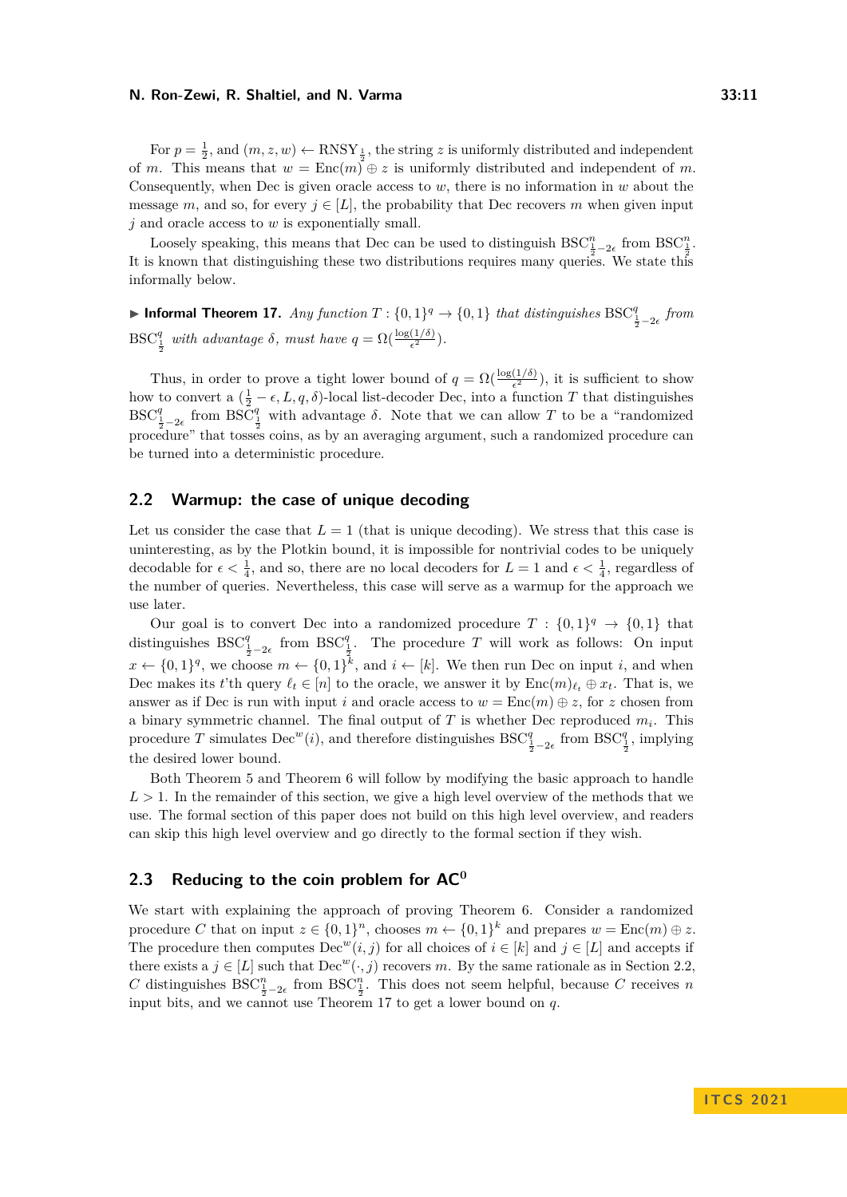For $p = \frac{1}{2}$, and $(m, z, w) \leftarrow \mathrm{RNSY}_{\frac{1}{2}}$, the string $z$ is uniformly distributed and independent of $m$. This means that $w = \mathrm{Enc}(m) \oplus z$ is uniformly distributed and independent of $m$. Consequently, when Dec is given oracle access to $w$, there is no information in $w$ about the message $m$, and so, for every $j \in [L]$, the probability that Dec recovers $m$ when given input $j$ and oracle access to $w$ is exponentially small.

Loosely speaking, this means that Dec can be used to distinguish $\mathrm{BSC}^n_{\frac{1}{2}-2\epsilon}$ from $\mathrm{BSC}^n_{\frac{1}{2}}$. It is known that distinguishing these two distributions requires many queries. We state this informally below.

▶ **Informal Theorem 17.** *Any function $T : \{0,1\}^q \to \{0,1\}$ that distinguishes $\mathrm{BSC}^q_{\frac{1}{2}-2\epsilon}$ from $\mathrm{BSC}^q_{\frac{1}{2}}$ with advantage $\delta$, must have $q = \Omega(\frac{\log(1/\delta)}{\epsilon^2})$.*

Thus, in order to prove a tight lower bound of $q = \Omega(\frac{\log(1/\delta)}{\epsilon^2})$, it is sufficient to show how to convert a $(\frac{1}{2} - \epsilon, L, q, \delta)$-local list-decoder Dec, into a function $T$ that distinguishes $\mathrm{BSC}^q_{\frac{1}{2}-2\epsilon}$ from $\mathrm{BSC}^q_{\frac{1}{2}}$ with advantage $\delta$. Note that we can allow $T$ to be a "randomized procedure" that tosses coins, as by an averaging argument, such a randomized procedure can be turned into a deterministic procedure.

## 2.2 Warmup: the case of unique decoding

Let us consider the case that $L = 1$ (that is unique decoding). We stress that this case is uninteresting, as by the Plotkin bound, it is impossible for nontrivial codes to be uniquely decodable for $\epsilon < \frac{1}{4}$, and so, there are no local decoders for $L = 1$ and $\epsilon < \frac{1}{4}$, regardless of the number of queries. Nevertheless, this case will serve as a warmup for the approach we use later.

Our goal is to convert Dec into a randomized procedure $T : \{0,1\}^q \to \{0,1\}$ that distinguishes $\mathrm{BSC}^q_{\frac{1}{2}-2\epsilon}$ from $\mathrm{BSC}^q_{\frac{1}{2}}$. The procedure $T$ will work as follows: On input $x \leftarrow \{0,1\}^q$, we choose $m \leftarrow \{0,1\}^k$, and $i \leftarrow [k]$. We then run Dec on input $i$, and when Dec makes its $t$'th query $\ell_t \in [n]$ to the oracle, we answer it by $\mathrm{Enc}(m)_{\ell_t} \oplus x_t$. That is, we answer as if Dec is run with input $i$ and oracle access to $w = \mathrm{Enc}(m) \oplus z$, for $z$ chosen from a binary symmetric channel. The final output of $T$ is whether Dec reproduced $m_i$. This procedure $T$ simulates $\mathrm{Dec}^w(i)$, and therefore distinguishes $\mathrm{BSC}^q_{\frac{1}{2}-2\epsilon}$ from $\mathrm{BSC}^q_{\frac{1}{2}}$, implying the desired lower bound.

Both Theorem 5 and Theorem 6 will follow by modifying the basic approach to handle $L > 1$. In the remainder of this section, we give a high level overview of the methods that we use. The formal section of this paper does not build on this high level overview, and readers can skip this high level overview and go directly to the formal section if they wish.

## 2.3 Reducing to the coin problem for $\mathrm{AC}^0$

We start with explaining the approach of proving Theorem 6. Consider a randomized procedure $C$ that on input $z \in \{0,1\}^n$, chooses $m \leftarrow \{0,1\}^k$ and prepares $w = \mathrm{Enc}(m) \oplus z$. The procedure then computes $\mathrm{Dec}^w(i, j)$ for all choices of $i \in [k]$ and $j \in [L]$ and accepts if there exists a $j \in [L]$ such that $\mathrm{Dec}^w(\cdot, j)$ recovers $m$. By the same rationale as in Section 2.2, $C$ distinguishes $\mathrm{BSC}^n_{\frac{1}{2}-2\epsilon}$ from $\mathrm{BSC}^n_{\frac{1}{2}}$. This does not seem helpful, because $C$ receives $n$ input bits, and we cannot use Theorem 17 to get a lower bound on $q$.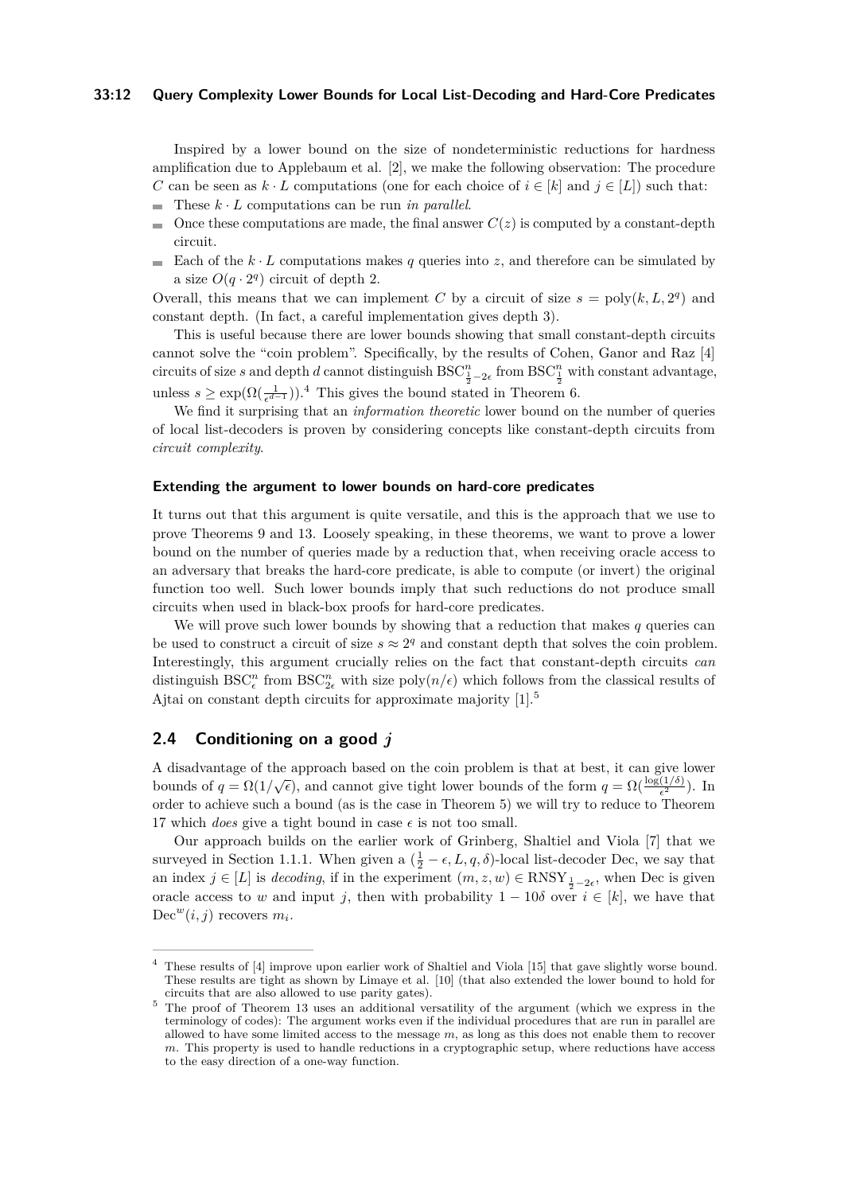Inspired by a lower bound on the size of nondeterministic reductions for hardness amplification due to Applebaum et al. [2], we make the following observation: The procedure $C$ can be seen as $k \cdot L$ computations (one for each choice of $i \in [k]$ and $j \in [L]$) such that:

- These $k \cdot L$ computations can be run *in parallel*.
- Once these computations are made, the final answer $C(z)$ is computed by a constant-depth circuit.
- Each of the $k \cdot L$ computations makes $q$ queries into $z$, and therefore can be simulated by a size $O(q \cdot 2^q)$ circuit of depth 2.

Overall, this means that we can implement $C$ by a circuit of size $s = \text{poly}(k, L, 2^q)$ and constant depth. (In fact, a careful implementation gives depth 3).

This is useful because there are lower bounds showing that small constant-depth circuits cannot solve the "coin problem". Specifically, by the results of Cohen, Ganor and Raz [4] circuits of size $s$ and depth $d$ cannot distinguish $\text{BSC}^n_{\frac{1}{2}-2\epsilon}$ from $\text{BSC}^n_{\frac{1}{2}}$ with constant advantage, unless $s \geq \exp(\Omega(\frac{1}{\epsilon^{d-1}}))$.[4] This gives the bound stated in Theorem 6.

We find it surprising that an *information theoretic* lower bound on the number of queries of local list-decoders is proven by considering concepts like constant-depth circuits from *circuit complexity*.

#### Extending the argument to lower bounds on hard-core predicates

It turns out that this argument is quite versatile, and this is the approach that we use to prove Theorems 9 and 13. Loosely speaking, in these theorems, we want to prove a lower bound on the number of queries made by a reduction that, when receiving oracle access to an adversary that breaks the hard-core predicate, is able to compute (or invert) the original function too well. Such lower bounds imply that such reductions do not produce small circuits when used in black-box proofs for hard-core predicates.

We will prove such lower bounds by showing that a reduction that makes $q$ queries can be used to construct a circuit of size $s \approx 2^q$ and constant depth that solves the coin problem. Interestingly, this argument crucially relies on the fact that constant-depth circuits *can* distinguish $\text{BSC}^n_{\epsilon}$ from $\text{BSC}^n_{2\epsilon}$ with size $\text{poly}(n/\epsilon)$ which follows from the classical results of Ajtai on constant depth circuits for approximate majority [1].[5]

## 2.4 Conditioning on a good $j$

A disadvantage of the approach based on the coin problem is that at best, it can give lower bounds of $q = \Omega(1/\sqrt{\epsilon})$, and cannot give tight lower bounds of the form $q = \Omega(\frac{\log(1/\delta)}{\epsilon^2})$. In order to achieve such a bound (as is the case in Theorem 5) we will try to reduce to Theorem 17 which *does* give a tight bound in case $\epsilon$ is not too small.

Our approach builds on the earlier work of Grinberg, Shaltiel and Viola [7] that we surveyed in Section 1.1.1. When given a $(\frac{1}{2}-\epsilon, L, q, \delta)$-local list-decoder Dec, we say that an index $j \in [L]$ is *decoding*, if in the experiment $(m, z, w) \in \text{RNSY}_{\frac{1}{2}-2\epsilon}$, when Dec is given oracle access to $w$ and input $j$, then with probability $1 - 10\delta$ over $i \in [k]$, we have that $\text{Dec}^w(i, j)$ recovers $m_i$.

---

[4] These results of [4] improve upon earlier work of Shaltiel and Viola [15] that gave slightly worse bound. These results are tight as shown by Limaye et al. [10] (that also extended the lower bound to hold for circuits that are also allowed to use parity gates).

[5] The proof of Theorem 13 uses an additional versatility of the argument (which we express in the terminology of codes): The argument works even if the individual procedures that are run in parallel are allowed to have some limited access to the message $m$, as long as this does not enable them to recover $m$. This property is used to handle reductions in a cryptographic setup, where reductions have access to the easy direction of a one-way function.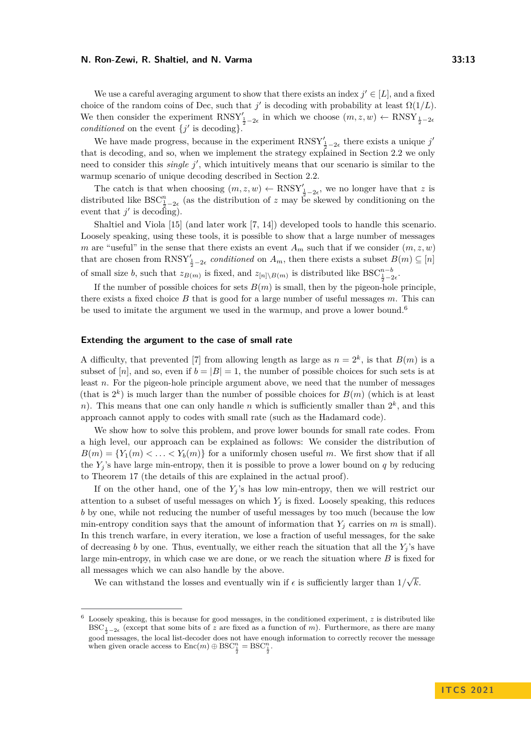We use a careful averaging argument to show that there exists an index $j' \in [L]$, and a fixed choice of the random coins of Dec, such that $j'$ is decoding with probability at least $\Omega(1/L)$. We then consider the experiment $\text{RNSY}'_{\frac{1}{2}-2\epsilon}$ in which we choose $(m, z, w) \leftarrow \text{RNSY}_{\frac{1}{2}-2\epsilon}$ *conditioned* on the event $\{j'$ is decoding$\}$.

We have made progress, because in the experiment $\text{RNSY}'_{\frac{1}{2}-2\epsilon}$ there exists a unique $j'$ that is decoding, and so, when we implement the strategy explained in Section 2.2 we only need to consider this *single* $j'$, which intuitively means that our scenario is similar to the warmup scenario of unique decoding described in Section 2.2.

The catch is that when choosing $(m, z, w) \leftarrow \text{RNSY}'_{\frac{1}{2}-2\epsilon}$, we no longer have that $z$ is distributed like $\text{BSC}^n_{\frac{1}{2}-2\epsilon}$ (as the distribution of $z$ may be skewed by conditioning on the event that $j'$ is decoding).

Shaltiel and Viola [15] (and later work [7, 14]) developed tools to handle this scenario. Loosely speaking, using these tools, it is possible to show that a large number of messages $m$ are "useful" in the sense that there exists an event $A_m$ such that if we consider $(m, z, w)$ that are chosen from $\text{RNSY}'_{\frac{1}{2}-2\epsilon}$ *conditioned* on $A_m$, then there exists a subset $B(m) \subseteq [n]$ of small size $b$, such that $z_{B(m)}$ is fixed, and $z_{[n]\setminus B(m)}$ is distributed like $\text{BSC}^{n-b}_{\frac{1}{2}-2\epsilon}$.

If the number of possible choices for sets $B(m)$ is small, then by the pigeon-hole principle, there exists a fixed choice $B$ that is good for a large number of useful messages $m$. This can be used to imitate the argument we used in the warmup, and prove a lower bound.[6]

### Extending the argument to the case of small rate

A difficulty, that prevented [7] from allowing length as large as $n = 2^k$, is that $B(m)$ is a subset of $[n]$, and so, even if $b = |B| = 1$, the number of possible choices for such sets is at least $n$. For the pigeon-hole principle argument above, we need that the number of messages (that is $2^k$) is much larger than the number of possible choices for $B(m)$ (which is at least $n$). This means that one can only handle $n$ which is sufficiently smaller than $2^k$, and this approach cannot apply to codes with small rate (such as the Hadamard code).

We show how to solve this problem, and prove lower bounds for small rate codes. From a high level, our approach can be explained as follows: We consider the distribution of $B(m) = \{Y_1(m) < \ldots < Y_b(m)\}$ for a uniformly chosen useful $m$. We first show that if all the $Y_j$'s have large min-entropy, then it is possible to prove a lower bound on $q$ by reducing to Theorem 17 (the details of this are explained in the actual proof).

If on the other hand, one of the $Y_j$'s has low min-entropy, then we will restrict our attention to a subset of useful messages on which $Y_j$ is fixed. Loosely speaking, this reduces $b$ by one, while not reducing the number of useful messages by too much (because the low min-entropy condition says that the amount of information that $Y_j$ carries on $m$ is small). In this trench warfare, in every iteration, we lose a fraction of useful messages, for the sake of decreasing $b$ by one. Thus, eventually, we either reach the situation that all the $Y_j$'s have large min-entropy, in which case we are done, or we reach the situation where $B$ is fixed for all messages which we can also handle by the above.

We can withstand the losses and eventually win if $\epsilon$ is sufficiently larger than $1/\sqrt{k}$.

---

[6] Loosely speaking, this is because for good messages, in the conditioned experiment, $z$ is distributed like $\text{BSC}_{\frac{1}{2}-2\epsilon}$ (except that some bits of $z$ are fixed as a function of $m$). Furthermore, as there are many good messages, the local list-decoder does not have enough information to correctly recover the message when given oracle access to $\text{Enc}(m) \oplus \text{BSC}^n_{\frac{1}{2}} = \text{BSC}^n_{\frac{1}{2}}$.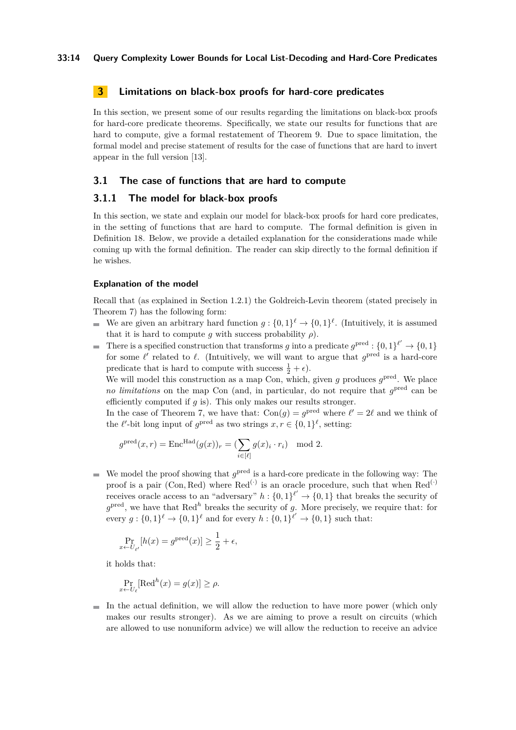# 3 Limitations on black-box proofs for hard-core predicates

In this section, we present some of our results regarding the limitations on black-box proofs for hard-core predicate theorems. Specifically, we state our results for functions that are hard to compute, give a formal restatement of Theorem 9. Due to space limitation, the formal model and precise statement of results for the case of functions that are hard to invert appear in the full version [13].

## 3.1 The case of functions that are hard to compute

### 3.1.1 The model for black-box proofs

In this section, we state and explain our model for black-box proofs for hard core predicates, in the setting of functions that are hard to compute. The formal definition is given in Definition 18. Below, we provide a detailed explanation for the considerations made while coming up with the formal definition. The reader can skip directly to the formal definition if he wishes.

#### Explanation of the model

Recall that (as explained in Section 1.2.1) the Goldreich-Levin theorem (stated precisely in Theorem 7) has the following form:

- We are given an arbitrary hard function $g : \{0,1\}^\ell \to \{0,1\}^\ell$. (Intuitively, it is assumed that it is hard to compute $g$ with success probability $\rho$).
- There is a specified construction that transforms $g$ into a predicate $g^{\text{pred}} : \{0,1\}^{\ell'} \to \{0,1\}$ for some $\ell'$ related to $\ell$. (Intuitively, we will want to argue that $g^{\text{pred}}$ is a hard-core predicate that is hard to compute with success $\frac{1}{2}+\epsilon$).
  We will model this construction as a map Con, which, given $g$ produces $g^{\text{pred}}$. We place *no limitations* on the map Con (and, in particular, do not require that $g^{\text{pred}}$ can be efficiently computed if $g$ is). This only makes our results stronger.
  In the case of Theorem 7, we have that: $\text{Con}(g) = g^{\text{pred}}$ where $\ell' = 2\ell$ and we think of the $\ell'$-bit long input of $g^{\text{pred}}$ as two strings $x, r \in \{0,1\}^\ell$, setting:

  $$g^{\text{pred}}(x,r) = \text{Enc}^{\text{Had}}(g(x))_r = (\sum_{i\in[\ell]} g(x)_i \cdot r_i) \mod 2.$$

- We model the proof showing that $g^{\text{pred}}$ is a hard-core predicate in the following way: The proof is a pair (Con, Red) where $\text{Red}^{(\cdot)}$ is an oracle procedure, such that when $\text{Red}^{(\cdot)}$ receives oracle access to an "adversary" $h : \{0,1\}^{\ell'} \to \{0,1\}$ that breaks the security of $g^{\text{pred}}$, we have that $\text{Red}^h$ breaks the security of $g$. More precisely, we require that: for every $g : \{0,1\}^\ell \to \{0,1\}^\ell$ and for every $h : \{0,1\}^{\ell'} \to \{0,1\}$ such that:

  $$\Pr_{x \leftarrow U_{\ell'}}[h(x) = g^{\text{pred}}(x)] \geq \frac{1}{2} + \epsilon,$$

  it holds that:

  $$\Pr_{x \leftarrow U_\ell}[\text{Red}^h(x) = g(x)] \geq \rho.$$

- In the actual definition, we will allow the reduction to have more power (which only makes our results stronger). As we are aiming to prove a result on circuits (which are allowed to use nonuniform advice) we will allow the reduction to receive an advice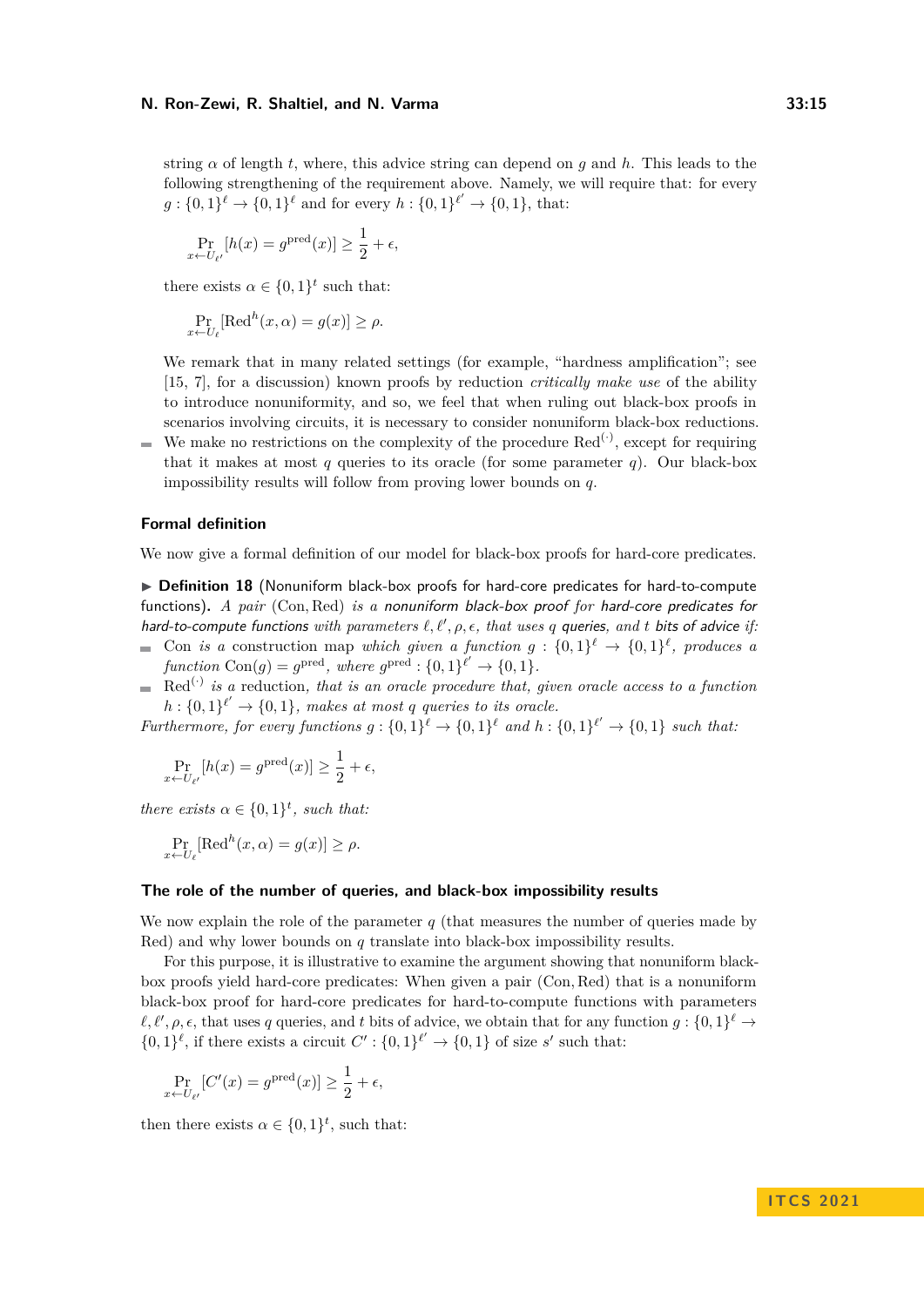string $\alpha$ of length $t$, where, this advice string can depend on $g$ and $h$. This leads to the following strengthening of the requirement above. Namely, we will require that: for every $g : \{0,1\}^\ell \to \{0,1\}^\ell$ and for every $h : \{0,1\}^{\ell'} \to \{0,1\}$, that:

$$\Pr_{x \leftarrow U_{\ell'}}[h(x) = g^{\text{pred}}(x)] \geq \frac{1}{2} + \epsilon,$$

there exists $\alpha \in \{0,1\}^t$ such that:

$$\Pr_{x \leftarrow U_\ell}[\text{Red}^h(x, \alpha) = g(x)] \geq \rho.$$

We remark that in many related settings (for example, "hardness amplification"; see [15, 7], for a discussion) known proofs by reduction *critically make use* of the ability to introduce nonuniformity, and so, we feel that when ruling out black-box proofs in scenarios involving circuits, it is necessary to consider nonuniform black-box reductions.

- We make no restrictions on the complexity of the procedure $\text{Red}^{(\cdot)}$, except for requiring that it makes at most $q$ queries to its oracle (for some parameter $q$). Our black-box impossibility results will follow from proving lower bounds on $q$.

### Formal definition

We now give a formal definition of our model for black-box proofs for hard-core predicates.

▶ **Definition 18** (Nonuniform black-box proofs for hard-core predicates for hard-to-compute functions)**.** *A pair* (Con, Red) *is a nonuniform black-box proof for hard-core predicates for hard-to-compute functions with parameters $\ell, \ell', \rho, \epsilon$, that uses $q$ queries, and $t$ bits of advice if:*

- Con *is a construction map which given a function $g : \{0,1\}^\ell \to \{0,1\}^\ell$, produces a function $\text{Con}(g) = g^{\text{pred}}$, where $g^{\text{pred}} : \{0,1\}^{\ell'} \to \{0,1\}$.*
- $\text{Red}^{(\cdot)}$ *is a reduction, that is an oracle procedure that, given oracle access to a function $h : \{0,1\}^{\ell'} \to \{0,1\}$, makes at most $q$ queries to its oracle.*

*Furthermore, for every functions $g : \{0,1\}^\ell \to \{0,1\}^\ell$ and $h : \{0,1\}^{\ell'} \to \{0,1\}$ such that:*

$$\Pr_{x \leftarrow U_{\ell'}}[h(x) = g^{\text{pred}}(x)] \geq \frac{1}{2} + \epsilon,$$

*there exists $\alpha \in \{0,1\}^t$, such that:*

$$\Pr_{x \leftarrow U_\ell}[\text{Red}^h(x, \alpha) = g(x)] \geq \rho.$$

### The role of the number of queries, and black-box impossibility results

We now explain the role of the parameter $q$ (that measures the number of queries made by Red) and why lower bounds on $q$ translate into black-box impossibility results.

For this purpose, it is illustrative to examine the argument showing that nonuniform black-box proofs yield hard-core predicates: When given a pair (Con, Red) that is a nonuniform black-box proof for hard-core predicates for hard-to-compute functions with parameters $\ell, \ell', \rho, \epsilon$, that uses $q$ queries, and $t$ bits of advice, we obtain that for any function $g : \{0,1\}^\ell \to \{0,1\}^\ell$, if there exists a circuit $C' : \{0,1\}^{\ell'} \to \{0,1\}$ of size $s'$ such that:

$$\Pr_{x \leftarrow U_{\ell'}}[C'(x) = g^{\text{pred}}(x)] \geq \frac{1}{2} + \epsilon,$$

then there exists $\alpha \in \{0,1\}^t$, such that: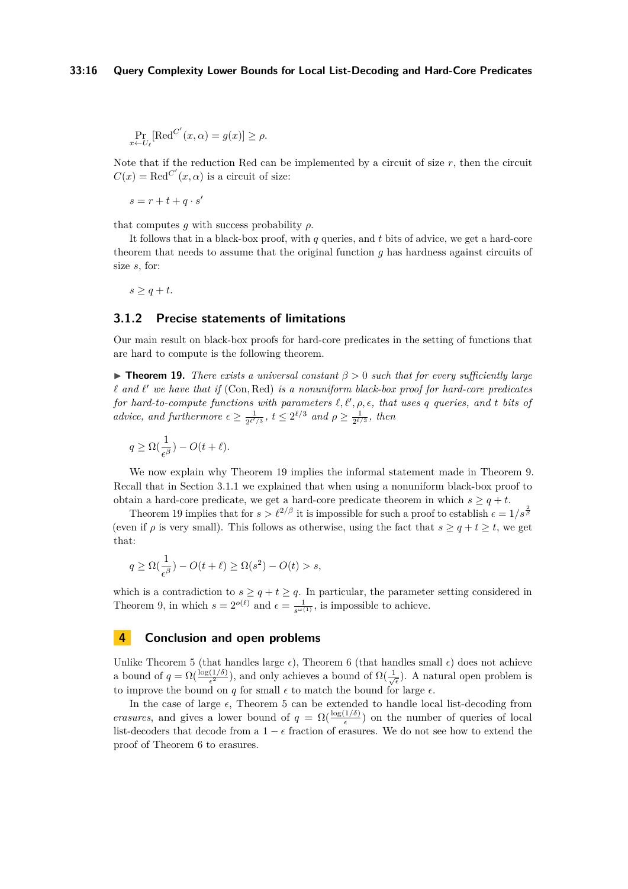$$\Pr_{x \leftarrow U_\ell}[\mathrm{Red}^{C'}(x,\alpha) = g(x)] \geq \rho.$$

Note that if the reduction Red can be implemented by a circuit of size $r$, then the circuit $C(x) = \mathrm{Red}^{C'}(x,\alpha)$ is a circuit of size:

$$s = r + t + q \cdot s'$$

that computes $g$ with success probability $\rho$.

It follows that in a black-box proof, with $q$ queries, and $t$ bits of advice, we get a hard-core theorem that needs to assume that the original function $g$ has hardness against circuits of size $s$, for:

$$s \geq q + t.$$

### 3.1.2 Precise statements of limitations

Our main result on black-box proofs for hard-core predicates in the setting of functions that are hard to compute is the following theorem.

▶ **Theorem 19.** *There exists a universal constant $\beta > 0$ such that for every sufficiently large $\ell$ and $\ell'$ we have that if* (Con, Red) *is a nonuniform black-box proof for hard-core predicates for hard-to-compute functions with parameters $\ell, \ell', \rho, \epsilon$, that uses $q$ queries, and $t$ bits of advice, and furthermore $\epsilon \geq \frac{1}{2^{\ell'/3}}$, $t \leq 2^{\ell/3}$ and $\rho \geq \frac{1}{2^{\ell/3}}$, then*

$$q \geq \Omega(\frac{1}{\epsilon^{\beta}}) - O(t + \ell).$$

We now explain why Theorem 19 implies the informal statement made in Theorem 9. Recall that in Section 3.1.1 we explained that when using a nonuniform black-box proof to obtain a hard-core predicate, we get a hard-core predicate theorem in which $s \geq q + t$.

Theorem 19 implies that for $s > \ell^{2/\beta}$ it is impossible for such a proof to establish $\epsilon = 1/s^{\frac{2}{\beta}}$ (even if $\rho$ is very small). This follows as otherwise, using the fact that $s \geq q + t \geq t$, we get that:

$$q \geq \Omega(\frac{1}{\epsilon^{\beta}}) - O(t + \ell) \geq \Omega(s^2) - O(t) > s,$$

which is a contradiction to $s \geq q + t \geq q$. In particular, the parameter setting considered in Theorem 9, in which $s = 2^{o(\ell)}$ and $\epsilon = \frac{1}{s^{\omega(1)}}$, is impossible to achieve.

## 4 Conclusion and open problems

Unlike Theorem 5 (that handles large $\epsilon$), Theorem 6 (that handles small $\epsilon$) does not achieve a bound of $q = \Omega(\frac{\log(1/\delta)}{\epsilon^2})$, and only achieves a bound of $\Omega(\frac{1}{\sqrt{\epsilon}})$. A natural open problem is to improve the bound on $q$ for small $\epsilon$ to match the bound for large $\epsilon$.

In the case of large $\epsilon$, Theorem 5 can be extended to handle local list-decoding from *erasures*, and gives a lower bound of $q = \Omega(\frac{\log(1/\delta)}{\epsilon})$ on the number of queries of local list-decoders that decode from a $1 - \epsilon$ fraction of erasures. We do not see how to extend the proof of Theorem 6 to erasures.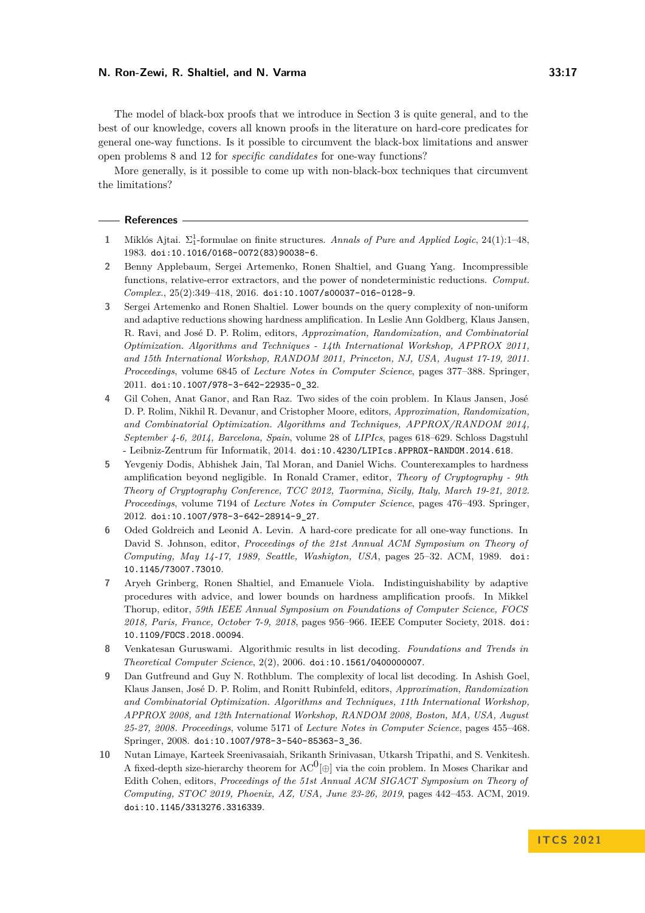The model of black-box proofs that we introduce in Section 3 is quite general, and to the best of our knowledge, covers all known proofs in the literature on hard-core predicates for general one-way functions. Is it possible to circumvent the black-box limitations and answer open problems 8 and 12 for *specific candidates* for one-way functions?

More generally, is it possible to come up with non-black-box techniques that circumvent the limitations?

## References

1. Miklós Ajtai. $\Sigma^1_1$-formulae on finite structures. *Annals of Pure and Applied Logic*, 24(1):1–48, 1983. doi:10.1016/0168-0072(83)90038-6.
2. Benny Applebaum, Sergei Artemenko, Ronen Shaltiel, and Guang Yang. Incompressible functions, relative-error extractors, and the power of nondeterministic reductions. *Comput. Complex.*, 25(2):349–418, 2016. doi:10.1007/s00037-016-0128-9.
3. Sergei Artemenko and Ronen Shaltiel. Lower bounds on the query complexity of non-uniform and adaptive reductions showing hardness amplification. In Leslie Ann Goldberg, Klaus Jansen, R. Ravi, and José D. P. Rolim, editors, *Approximation, Randomization, and Combinatorial Optimization. Algorithms and Techniques - 14th International Workshop, APPROX 2011, and 15th International Workshop, RANDOM 2011, Princeton, NJ, USA, August 17-19, 2011. Proceedings*, volume 6845 of *Lecture Notes in Computer Science*, pages 377–388. Springer, 2011. doi:10.1007/978-3-642-22935-0_32.
4. Gil Cohen, Anat Ganor, and Ran Raz. Two sides of the coin problem. In Klaus Jansen, José D. P. Rolim, Nikhil R. Devanur, and Cristopher Moore, editors, *Approximation, Randomization, and Combinatorial Optimization. Algorithms and Techniques, APPROX/RANDOM 2014, September 4-6, 2014, Barcelona, Spain*, volume 28 of *LIPIcs*, pages 618–629. Schloss Dagstuhl - Leibniz-Zentrum für Informatik, 2014. doi:10.4230/LIPIcs.APPROX-RANDOM.2014.618.
5. Yevgeniy Dodis, Abhishek Jain, Tal Moran, and Daniel Wichs. Counterexamples to hardness amplification beyond negligible. In Ronald Cramer, editor, *Theory of Cryptography - 9th Theory of Cryptography Conference, TCC 2012, Taormina, Sicily, Italy, March 19-21, 2012. Proceedings*, volume 7194 of *Lecture Notes in Computer Science*, pages 476–493. Springer, 2012. doi:10.1007/978-3-642-28914-9_27.
6. Oded Goldreich and Leonid A. Levin. A hard-core predicate for all one-way functions. In David S. Johnson, editor, *Proceedings of the 21st Annual ACM Symposium on Theory of Computing, May 14-17, 1989, Seattle, Washigton, USA*, pages 25–32. ACM, 1989. doi:10.1145/73007.73010.
7. Aryeh Grinberg, Ronen Shaltiel, and Emanuele Viola. Indistinguishability by adaptive procedures with advice, and lower bounds on hardness amplification proofs. In Mikkel Thorup, editor, *59th IEEE Annual Symposium on Foundations of Computer Science, FOCS 2018, Paris, France, October 7-9, 2018*, pages 956–966. IEEE Computer Society, 2018. doi:10.1109/FOCS.2018.00094.
8. Venkatesan Guruswami. Algorithmic results in list decoding. *Foundations and Trends in Theoretical Computer Science*, 2(2), 2006. doi:10.1561/0400000007.
9. Dan Gutfreund and Guy N. Rothblum. The complexity of local list decoding. In Ashish Goel, Klaus Jansen, José D. P. Rolim, and Ronitt Rubinfeld, editors, *Approximation, Randomization and Combinatorial Optimization. Algorithms and Techniques, 11th International Workshop, APPROX 2008, and 12th International Workshop, RANDOM 2008, Boston, MA, USA, August 25-27, 2008. Proceedings*, volume 5171 of *Lecture Notes in Computer Science*, pages 455–468. Springer, 2008. doi:10.1007/978-3-540-85363-3_36.
10. Nutan Limaye, Karteek Sreenivasaiah, Srikanth Srinivasan, Utkarsh Tripathi, and S. Venkitesh. A fixed-depth size-hierarchy theorem for $\mathrm{AC}^0[\oplus]$ via the coin problem. In Moses Charikar and Edith Cohen, editors, *Proceedings of the 51st Annual ACM SIGACT Symposium on Theory of Computing, STOC 2019, Phoenix, AZ, USA, June 23-26, 2019*, pages 442–453. ACM, 2019. doi:10.1145/3313276.3316339.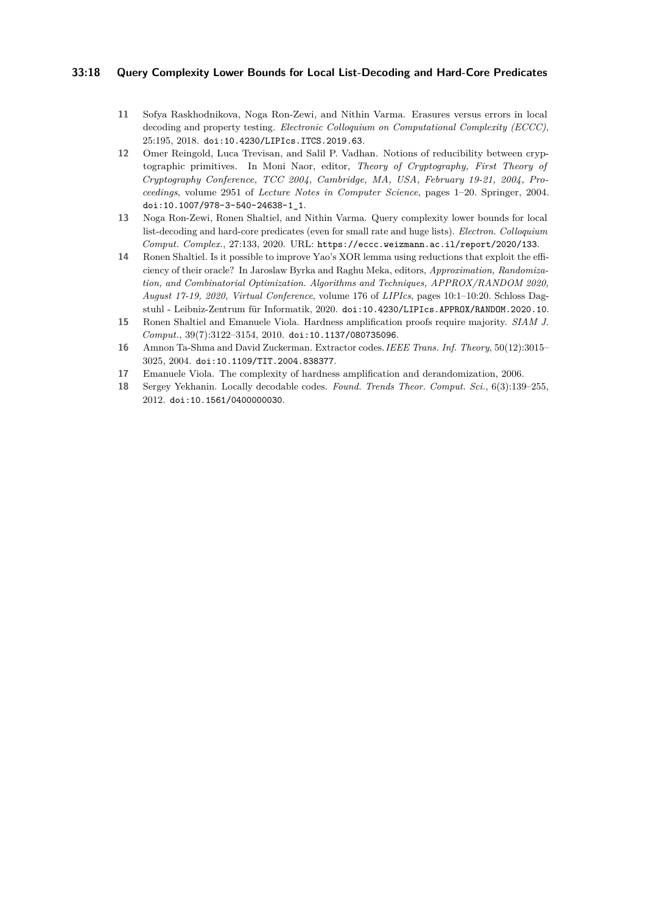11 Sofya Raskhodnikova, Noga Ron-Zewi, and Nithin Varma. Erasures versus errors in local decoding and property testing. *Electronic Colloquium on Computational Complexity (ECCC)*, 25:195, 2018. doi:10.4230/LIPIcs.ITCS.2019.63.

12 Omer Reingold, Luca Trevisan, and Salil P. Vadhan. Notions of reducibility between cryptographic primitives. In Moni Naor, editor, *Theory of Cryptography, First Theory of Cryptography Conference, TCC 2004, Cambridge, MA, USA, February 19-21, 2004, Proceedings*, volume 2951 of *Lecture Notes in Computer Science*, pages 1–20. Springer, 2004. doi:10.1007/978-3-540-24638-1_1.

13 Noga Ron-Zewi, Ronen Shaltiel, and Nithin Varma. Query complexity lower bounds for local list-decoding and hard-core predicates (even for small rate and huge lists). *Electron. Colloquium Comput. Complex.*, 27:133, 2020. URL: https://eccc.weizmann.ac.il/report/2020/133.

14 Ronen Shaltiel. Is it possible to improve Yao's XOR lemma using reductions that exploit the efficiency of their oracle? In Jaroslaw Byrka and Raghu Meka, editors, *Approximation, Randomization, and Combinatorial Optimization. Algorithms and Techniques, APPROX/RANDOM 2020, August 17-19, 2020, Virtual Conference*, volume 176 of *LIPIcs*, pages 10:1–10:20. Schloss Dagstuhl - Leibniz-Zentrum für Informatik, 2020. doi:10.4230/LIPIcs.APPROX/RANDOM.2020.10.

15 Ronen Shaltiel and Emanuele Viola. Hardness amplification proofs require majority. *SIAM J. Comput.*, 39(7):3122–3154, 2010. doi:10.1137/080735096.

16 Amnon Ta-Shma and David Zuckerman. Extractor codes. *IEEE Trans. Inf. Theory*, 50(12):3015–3025, 2004. doi:10.1109/TIT.2004.838377.

17 Emanuele Viola. The complexity of hardness amplification and derandomization, 2006.

18 Sergey Yekhanin. Locally decodable codes. *Found. Trends Theor. Comput. Sci.*, 6(3):139–255, 2012. doi:10.1561/0400000030.